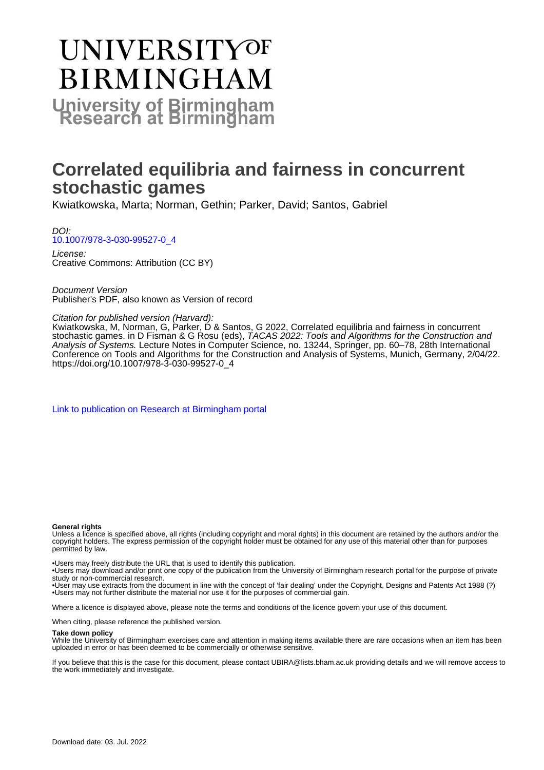# UNIVERSITY OF BIRMINGHAM

**University of Birmingham Research at Birmingham**

# Correlated equilibria and fairness in concurrent stochastic games

Kwiatkowska, Marta; Norman, Gethin; Parker, David; Santos, Gabriel

*DOI:*
[10.1007/978-3-030-99527-0_4](https://doi.org/10.1007/978-3-030-99527-0_4)

*License:*
Creative Commons: Attribution (CC BY)

*Document Version*
Publisher's PDF, also known as Version of record

*Citation for published version (Harvard):*
Kwiatkowska, M, Norman, G, Parker, D & Santos, G 2022, Correlated equilibria and fairness in concurrent stochastic games. in D Fisman & G Rosu (eds), *TACAS 2022: Tools and Algorithms for the Construction and Analysis of Systems.* Lecture Notes in Computer Science, no. 13244, Springer, pp. 60–78, 28th International Conference on Tools and Algorithms for the Construction and Analysis of Systems, Munich, Germany, 2/04/22. https://doi.org/10.1007/978-3-030-99527-0_4

[Link to publication on Research at Birmingham portal]

**General rights**

Unless a licence is specified above, all rights (including copyright and moral rights) in this document are retained by the authors and/or the copyright holders. The express permission of the copyright holder must be obtained for any use of this material other than for purposes permitted by law.

- •Users may freely distribute the URL that is used to identify this publication.
- •Users may download and/or print one copy of the publication from the University of Birmingham research portal for the purpose of private study or non-commercial research.
- •User may use extracts from the document in line with the concept of 'fair dealing' under the Copyright, Designs and Patents Act 1988 (?)
- •Users may not further distribute the material nor use it for the purposes of commercial gain.

Where a licence is displayed above, please note the terms and conditions of the licence govern your use of this document.

When citing, please reference the published version.

**Take down policy**

While the University of Birmingham exercises care and attention in making items available there are rare occasions when an item has been uploaded in error or has been deemed to be commercially or otherwise sensitive.

If you believe that this is the case for this document, please contact UBIRA@lists.bham.ac.uk providing details and we will remove access to the work immediately and investigate.

Download date: 03. Jul. 2022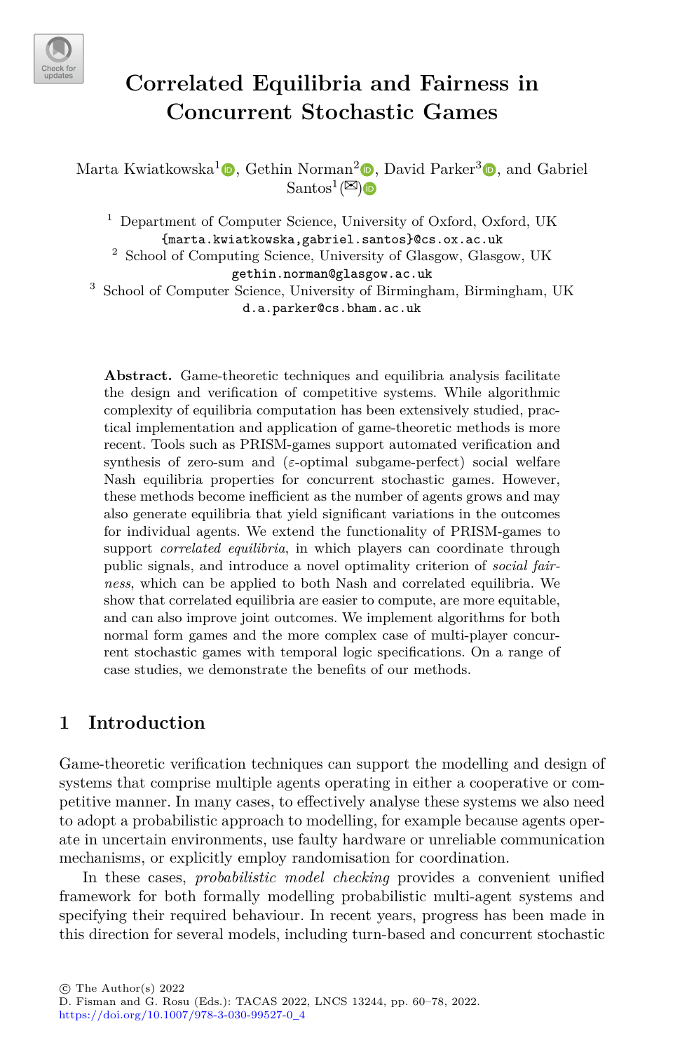# Correlated Equilibria and Fairness in Concurrent Stochastic Games

Marta Kwiatkowska[1], Gethin Norman[2], David Parker[3], and Gabriel Santos[1](✉)

[1] Department of Computer Science, University of Oxford, Oxford, UK
{marta.kwiatkowska,gabriel.santos}@cs.ox.ac.uk

[2] School of Computing Science, University of Glasgow, Glasgow, UK
gethin.norman@glasgow.ac.uk

[3] School of Computer Science, University of Birmingham, Birmingham, UK
d.a.parker@cs.bham.ac.uk

**Abstract.** Game-theoretic techniques and equilibria analysis facilitate the design and verification of competitive systems. While algorithmic complexity of equilibria computation has been extensively studied, practical implementation and application of game-theoretic methods is more recent. Tools such as PRISM-games support automated verification and synthesis of zero-sum and ($\varepsilon$-optimal subgame-perfect) social welfare Nash equilibria properties for concurrent stochastic games. However, these methods become inefficient as the number of agents grows and may also generate equilibria that yield significant variations in the outcomes for individual agents. We extend the functionality of PRISM-games to support *correlated equilibria*, in which players can coordinate through public signals, and introduce a novel optimality criterion of *social fairness*, which can be applied to both Nash and correlated equilibria. We show that correlated equilibria are easier to compute, are more equitable, and can also improve joint outcomes. We implement algorithms for both normal form games and the more complex case of multi-player concurrent stochastic games with temporal logic specifications. On a range of case studies, we demonstrate the benefits of our methods.

## 1 Introduction

Game-theoretic verification techniques can support the modelling and design of systems that comprise multiple agents operating in either a cooperative or competitive manner. In many cases, to effectively analyse these systems we also need to adopt a probabilistic approach to modelling, for example because agents operate in uncertain environments, use faulty hardware or unreliable communication mechanisms, or explicitly employ randomisation for coordination.

In these cases, *probabilistic model checking* provides a convenient unified framework for both formally modelling probabilistic multi-agent systems and specifying their required behaviour. In recent years, progress has been made in this direction for several models, including turn-based and concurrent stochastic

© The Author(s) 2022
D. Fisman and G. Rosu (Eds.): TACAS 2022, LNCS 13244, pp. 60–78, 2022.
https://doi.org/10.1007/978-3-030-99527-0_4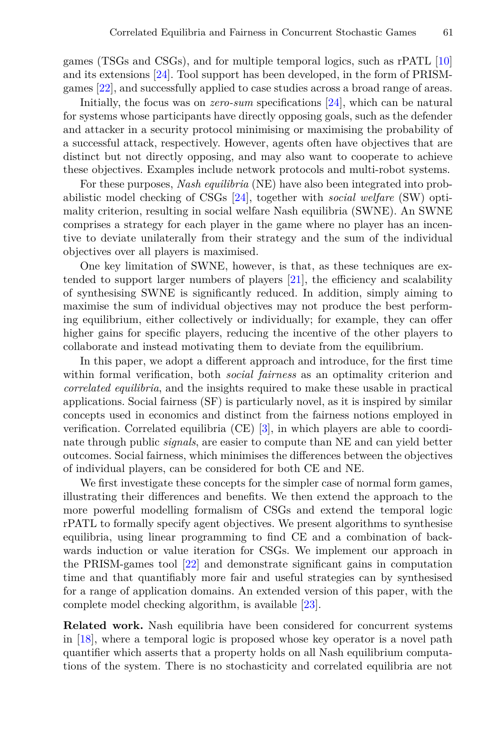games (TSGs and CSGs), and for multiple temporal logics, such as rPATL [10] and its extensions [24]. Tool support has been developed, in the form of PRISM-games [22], and successfully applied to case studies across a broad range of areas.

Initially, the focus was on *zero-sum* specifications [24], which can be natural for systems whose participants have directly opposing goals, such as the defender and attacker in a security protocol minimising or maximising the probability of a successful attack, respectively. However, agents often have objectives that are distinct but not directly opposing, and may also want to cooperate to achieve these objectives. Examples include network protocols and multi-robot systems.

For these purposes, *Nash equilibria* (NE) have also been integrated into probabilistic model checking of CSGs [24], together with *social welfare* (SW) optimality criterion, resulting in social welfare Nash equilibria (SWNE). An SWNE comprises a strategy for each player in the game where no player has an incentive to deviate unilaterally from their strategy and the sum of the individual objectives over all players is maximised.

One key limitation of SWNE, however, is that, as these techniques are extended to support larger numbers of players [21], the efficiency and scalability of synthesising SWNE is significantly reduced. In addition, simply aiming to maximise the sum of individual objectives may not produce the best performing equilibrium, either collectively or individually; for example, they can offer higher gains for specific players, reducing the incentive of the other players to collaborate and instead motivating them to deviate from the equilibrium.

In this paper, we adopt a different approach and introduce, for the first time within formal verification, both *social fairness* as an optimality criterion and *correlated equilibria*, and the insights required to make these usable in practical applications. Social fairness (SF) is particularly novel, as it is inspired by similar concepts used in economics and distinct from the fairness notions employed in verification. Correlated equilibria (CE) [3], in which players are able to coordinate through public *signals*, are easier to compute than NE and can yield better outcomes. Social fairness, which minimises the differences between the objectives of individual players, can be considered for both CE and NE.

We first investigate these concepts for the simpler case of normal form games, illustrating their differences and benefits. We then extend the approach to the more powerful modelling formalism of CSGs and extend the temporal logic rPATL to formally specify agent objectives. We present algorithms to synthesise equilibria, using linear programming to find CE and a combination of backwards induction or value iteration for CSGs. We implement our approach in the PRISM-games tool [22] and demonstrate significant gains in computation time and that quantifiably more fair and useful strategies can by synthesised for a range of application domains. An extended version of this paper, with the complete model checking algorithm, is available [23].

**Related work.** Nash equilibria have been considered for concurrent systems in [18], where a temporal logic is proposed whose key operator is a novel path quantifier which asserts that a property holds on all Nash equilibrium computations of the system. There is no stochasticity and correlated equilibria are not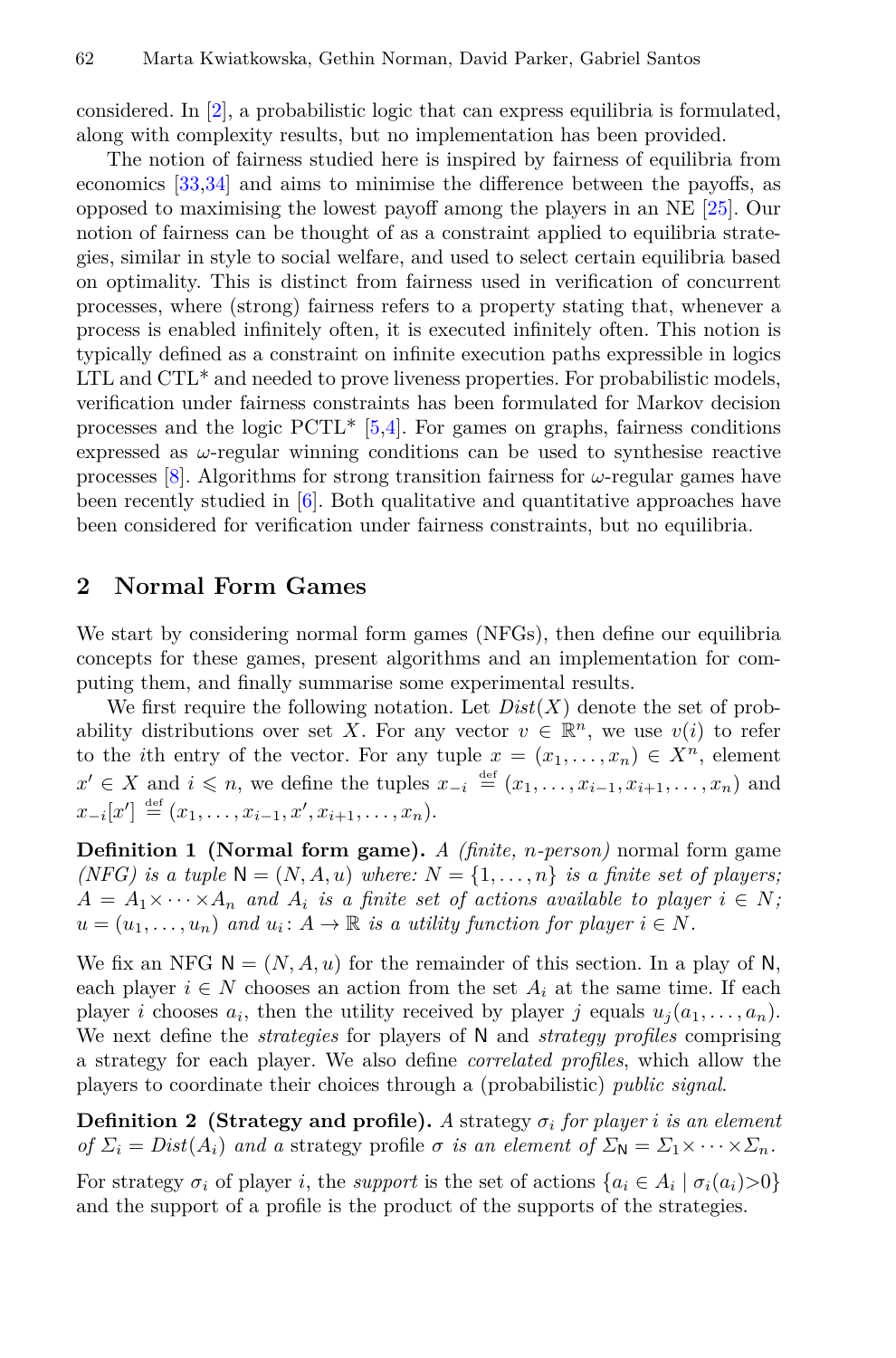considered. In [2], a probabilistic logic that can express equilibria is formulated, along with complexity results, but no implementation has been provided.

The notion of fairness studied here is inspired by fairness of equilibria from economics [33,34] and aims to minimise the difference between the payoffs, as opposed to maximising the lowest payoff among the players in an NE [25]. Our notion of fairness can be thought of as a constraint applied to equilibria strategies, similar in style to social welfare, and used to select certain equilibria based on optimality. This is distinct from fairness used in verification of concurrent processes, where (strong) fairness refers to a property stating that, whenever a process is enabled infinitely often, it is executed infinitely often. This notion is typically defined as a constraint on infinite execution paths expressible in logics LTL and CTL* and needed to prove liveness properties. For probabilistic models, verification under fairness constraints has been formulated for Markov decision processes and the logic PCTL* [5,4]. For games on graphs, fairness conditions expressed as $\omega$-regular winning conditions can be used to synthesise reactive processes [8]. Algorithms for strong transition fairness for $\omega$-regular games have been recently studied in [6]. Both qualitative and quantitative approaches have been considered for verification under fairness constraints, but no equilibria.

## 2 Normal Form Games

We start by considering normal form games (NFGs), then define our equilibria concepts for these games, present algorithms and an implementation for computing them, and finally summarise some experimental results.

We first require the following notation. Let $Dist(X)$ denote the set of probability distributions over set $X$. For any vector $v \in \mathbb{R}^n$, we use $v(i)$ to refer to the $i$th entry of the vector. For any tuple $x = (x_1, \ldots, x_n) \in X^n$, element $x' \in X$ and $i \leqslant n$, we define the tuples $x_{-i} \stackrel{\text{def}}{=} (x_1, \ldots, x_{i-1}, x_{i+1}, \ldots, x_n)$ and $x_{-i}[x'] \stackrel{\text{def}}{=} (x_1, \ldots, x_{i-1}, x', x_{i+1}, \ldots, x_n)$.

**Definition 1 (Normal form game).** *A (finite, n-person)* normal form game *(NFG) is a tuple* $\mathsf{N} = (N, A, u)$ *where:* $N = \{1, \ldots, n\}$ *is a finite set of players;* $A = A_1 \times \cdots \times A_n$ *and* $A_i$ *is a finite set of actions available to player* $i \in N$*;* $u = (u_1, \ldots, u_n)$ *and* $u_i \colon A \to \mathbb{R}$ *is a utility function for player* $i \in N$.

We fix an NFG $\mathsf{N} = (N, A, u)$ for the remainder of this section. In a play of $\mathsf{N}$, each player $i \in N$ chooses an action from the set $A_i$ at the same time. If each player $i$ chooses $a_i$, then the utility received by player $j$ equals $u_j(a_1, \ldots, a_n)$. We next define the *strategies* for players of $\mathsf{N}$ and *strategy profiles* comprising a strategy for each player. We also define *correlated profiles*, which allow the players to coordinate their choices through a (probabilistic) *public signal*.

**Definition 2 (Strategy and profile).** *A* strategy $\sigma_i$ *for player* $i$ *is an element of* $\Sigma_i = Dist(A_i)$ *and a* strategy profile $\sigma$ *is an element of* $\Sigma_{\mathsf{N}} = \Sigma_1 \times \cdots \times \Sigma_n$.

For strategy $\sigma_i$ of player $i$, the *support* is the set of actions $\{a_i \in A_i \mid \sigma_i(a_i) > 0\}$ and the support of a profile is the product of the supports of the strategies.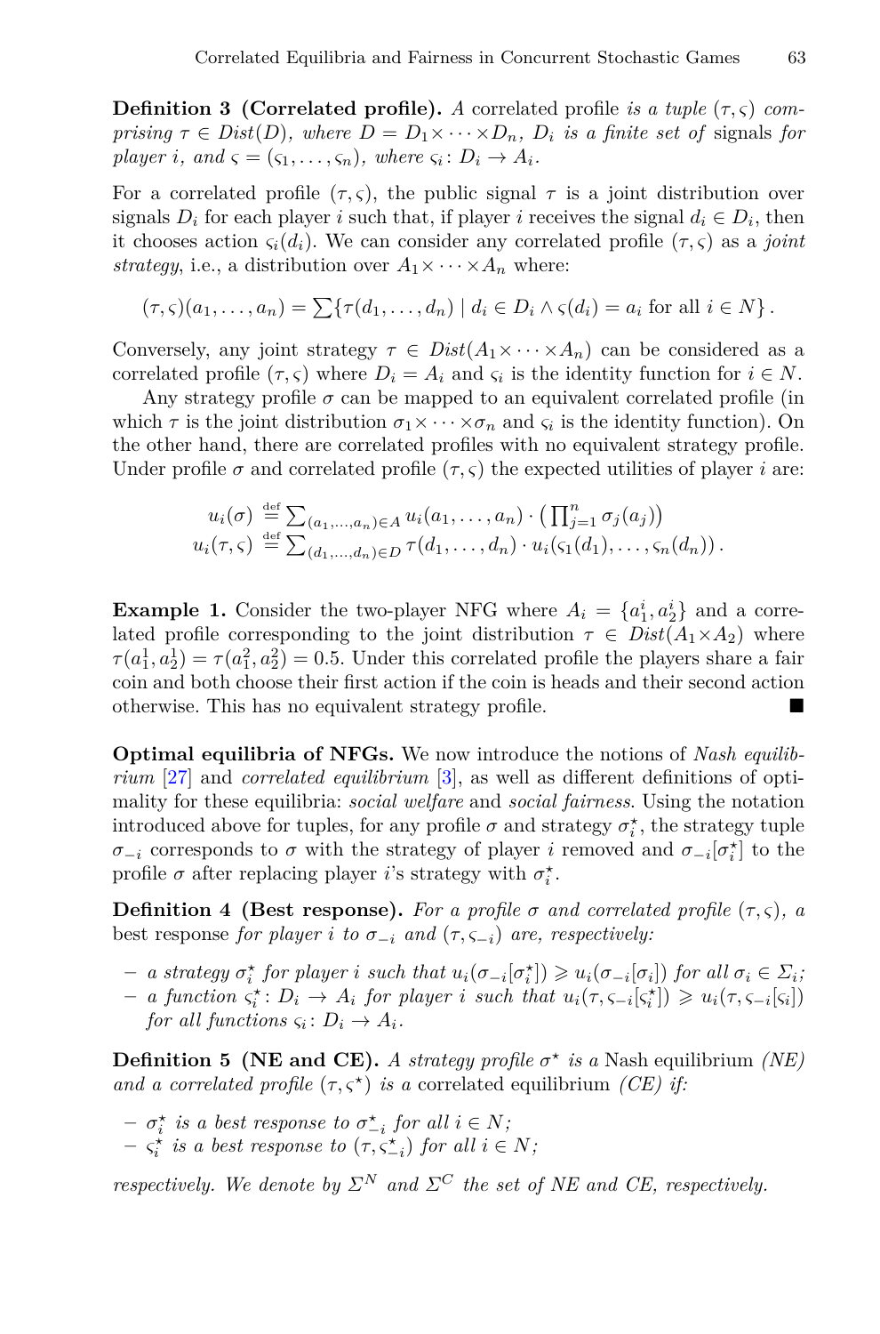**Definition 3 (Correlated profile).** *A* correlated profile *is a tuple* $(\tau, \varsigma)$ *comprising* $\tau \in Dist(D)$*, where* $D = D_1 \times \cdots \times D_n$*,* $D_i$ *is a finite set of* signals *for player* $i$*, and* $\varsigma = (\varsigma_1, \ldots, \varsigma_n)$*, where* $\varsigma_i : D_i \to A_i$*.*

For a correlated profile $(\tau, \varsigma)$, the public signal $\tau$ is a joint distribution over signals $D_i$ for each player $i$ such that, if player $i$ receives the signal $d_i \in D_i$, then it chooses action $\varsigma_i(d_i)$. We can consider any correlated profile $(\tau, \varsigma)$ as a *joint strategy*, i.e., a distribution over $A_1 \times \cdots \times A_n$ where:

$$(\tau, \varsigma)(a_1, \ldots, a_n) = \sum \{ \tau(d_1, \ldots, d_n) \mid d_i \in D_i \wedge \varsigma(d_i) = a_i \text{ for all } i \in N \} .$$

Conversely, any joint strategy $\tau \in Dist(A_1 \times \cdots \times A_n)$ can be considered as a correlated profile $(\tau, \varsigma)$ where $D_i = A_i$ and $\varsigma_i$ is the identity function for $i \in N$.

Any strategy profile $\sigma$ can be mapped to an equivalent correlated profile (in which $\tau$ is the joint distribution $\sigma_1 \times \cdots \times \sigma_n$ and $\varsigma_i$ is the identity function). On the other hand, there are correlated profiles with no equivalent strategy profile. Under profile $\sigma$ and correlated profile $(\tau, \varsigma)$ the expected utilities of player $i$ are:

$$u_i(\sigma) \stackrel{\text{def}}{=} \sum_{(a_1, \ldots, a_n) \in A} u_i(a_1, \ldots, a_n) \cdot \left( \prod_{j=1}^{n} \sigma_j(a_j) \right)$$
$$u_i(\tau, \varsigma) \stackrel{\text{def}}{=} \sum_{(d_1, \ldots, d_n) \in D} \tau(d_1, \ldots, d_n) \cdot u_i(\varsigma_1(d_1), \ldots, \varsigma_n(d_n)) .$$

**Example 1.** Consider the two-player NFG where $A_i = \{a_1^i, a_2^i\}$ and a correlated profile corresponding to the joint distribution $\tau \in Dist(A_1 \times A_2)$ where $\tau(a_1^1, a_2^1) = \tau(a_1^2, a_2^2) = 0.5$. Under this correlated profile the players share a fair coin and both choose their first action if the coin is heads and their second action otherwise. This has no equivalent strategy profile. ■

**Optimal equilibria of NFGs.** We now introduce the notions of *Nash equilibrium* [27] and *correlated equilibrium* [3], as well as different definitions of optimality for these equilibria: *social welfare* and *social fairness*. Using the notation introduced above for tuples, for any profile $\sigma$ and strategy $\sigma_i^\star$, the strategy tuple $\sigma_{-i}$ corresponds to $\sigma$ with the strategy of player $i$ removed and $\sigma_{-i}[\sigma_i^\star]$ to the profile $\sigma$ after replacing player $i$'s strategy with $\sigma_i^\star$.

**Definition 4 (Best response).** *For a profile* $\sigma$ *and correlated profile* $(\tau, \varsigma)$*, a* best response *for player* $i$ *to* $\sigma_{-i}$ *and* $(\tau, \varsigma_{-i})$ *are, respectively:*

- *a strategy* $\sigma_i^\star$ *for player* $i$ *such that* $u_i(\sigma_{-i}[\sigma_i^\star]) \geqslant u_i(\sigma_{-i}[\sigma_i])$ *for all* $\sigma_i \in \Sigma_i$*;*
- *a function* $\varsigma_i^\star : D_i \to A_i$ *for player* $i$ *such that* $u_i(\tau, \varsigma_{-i}[\varsigma_i^\star]) \geqslant u_i(\tau, \varsigma_{-i}[\varsigma_i])$ *for all functions* $\varsigma_i : D_i \to A_i$*.*

**Definition 5 (NE and CE).** *A strategy profile* $\sigma^\star$ *is a* Nash equilibrium *(NE) and a correlated profile* $(\tau, \varsigma^\star)$ *is a* correlated equilibrium *(CE) if:*

- $\sigma_i^\star$ *is a best response to* $\sigma_{-i}^\star$ *for all* $i \in N$*;*
- $\varsigma_i^\star$ *is a best response to* $(\tau, \varsigma_{-i}^\star)$ *for all* $i \in N$*;*

*respectively. We denote by* $\Sigma^N$ *and* $\Sigma^C$ *the set of NE and CE, respectively.*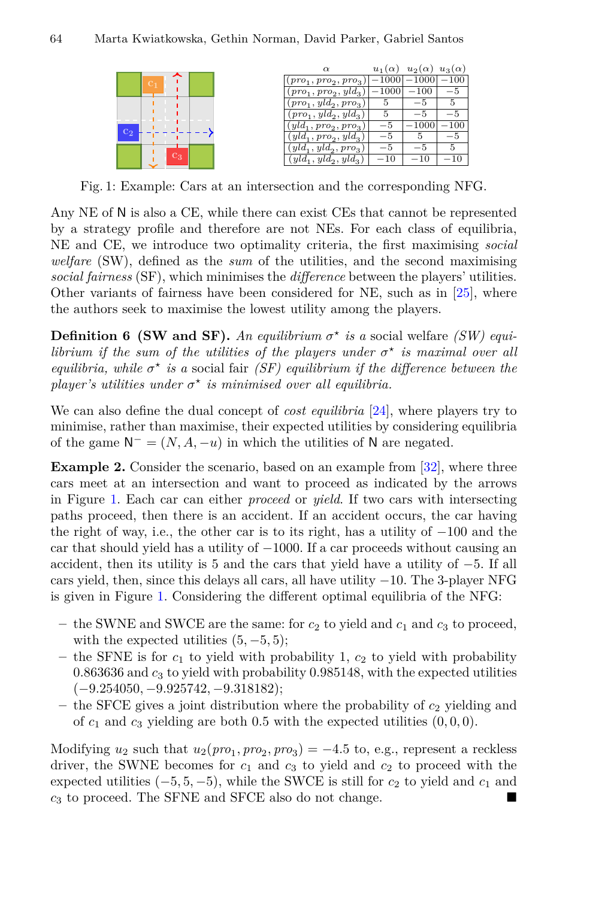| $\alpha$ | $u_1(\alpha)$ | $u_2(\alpha)$ | $u_3(\alpha)$ |
|---|---|---|---|
| $(pro_1, pro_2, pro_3)$ | $-1000$ | $-1000$ | $-100$ |
| $(pro_1, pro_2, yld_3)$ | $-1000$ | $-100$ | $-5$ |
| $(pro_1, yld_2, pro_3)$ | $5$ | $-5$ | $5$ |
| $(pro_1, yld_2, yld_3)$ | $5$ | $-5$ | $-5$ |
| $(yld_1, pro_2, pro_3)$ | $-5$ | $-1000$ | $-100$ |
| $(yld_1, pro_2, yld_3)$ | $-5$ | $5$ | $-5$ |
| $(yld_1, yld_2, pro_3)$ | $-5$ | $-5$ | $5$ |
| $(yld_1, yld_2, yld_3)$ | $-10$ | $-10$ | $-10$ |

Fig. 1: Example: Cars at an intersection and the corresponding NFG.

Any NE of N is also a CE, while there can exist CEs that cannot be represented by a strategy profile and therefore are not NEs. For each class of equilibria, NE and CE, we introduce two optimality criteria, the first maximising *social welfare* (SW), defined as the *sum* of the utilities, and the second maximising *social fairness* (SF), which minimises the *difference* between the players' utilities. Other variants of fairness have been considered for NE, such as in [25], where the authors seek to maximise the lowest utility among the players.

**Definition 6 (SW and SF).** *An equilibrium $\sigma^\star$ is a* social welfare *(SW) equilibrium if the sum of the utilities of the players under $\sigma^\star$ is maximal over all equilibria, while $\sigma^\star$ is a* social fair *(SF) equilibrium if the difference between the player's utilities under $\sigma^\star$ is minimised over all equilibria.*

We can also define the dual concept of *cost equilibria* [24], where players try to minimise, rather than maximise, their expected utilities by considering equilibria of the game $\mathsf{N}^- = (N, A, -u)$ in which the utilities of N are negated.

**Example 2.** Consider the scenario, based on an example from [32], where three cars meet at an intersection and want to proceed as indicated by the arrows in Figure 1. Each car can either *proceed* or *yield*. If two cars with intersecting paths proceed, then there is an accident. If an accident occurs, the car having the right of way, i.e., the other car is to its right, has a utility of $-100$ and the car that should yield has a utility of $-1000$. If a car proceeds without causing an accident, then its utility is 5 and the cars that yield have a utility of $-5$. If all cars yield, then, since this delays all cars, all have utility $-10$. The 3-player NFG is given in Figure 1. Considering the different optimal equilibria of the NFG:

- the SWNE and SWCE are the same: for $c_2$ to yield and $c_1$ and $c_3$ to proceed, with the expected utilities $(5, -5, 5)$;
- the SFNE is for $c_1$ to yield with probability 1, $c_2$ to yield with probability 0.863636 and $c_3$ to yield with probability 0.985148, with the expected utilities $(-9.254050, -9.925742, -9.318182)$;
- the SFCE gives a joint distribution where the probability of $c_2$ yielding and of $c_1$ and $c_3$ yielding are both 0.5 with the expected utilities $(0, 0, 0)$.

Modifying $u_2$ such that $u_2(pro_1, pro_2, pro_3) = -4.5$ to, e.g., represent a reckless driver, the SWNE becomes for $c_1$ and $c_3$ to yield and $c_2$ to proceed with the expected utilities $(-5, 5, -5)$, while the SWCE is still for $c_2$ to yield and $c_1$ and $c_3$ to proceed. The SFNE and SFCE also do not change. ■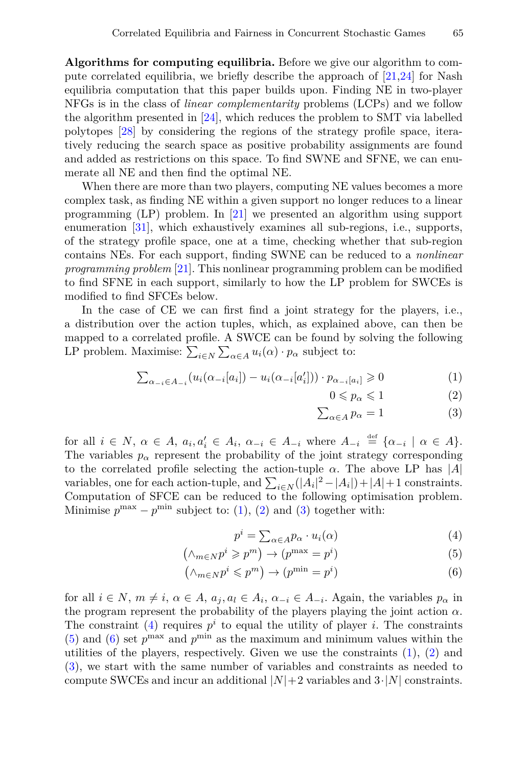**Algorithms for computing equilibria.** Before we give our algorithm to compute correlated equilibria, we briefly describe the approach of [21,24] for Nash equilibria computation that this paper builds upon. Finding NE in two-player NFGs is in the class of *linear complementarity* problems (LCPs) and we follow the algorithm presented in [24], which reduces the problem to SMT via labelled polytopes [28] by considering the regions of the strategy profile space, iteratively reducing the search space as positive probability assignments are found and added as restrictions on this space. To find SWNE and SFNE, we can enumerate all NE and then find the optimal NE.

When there are more than two players, computing NE values becomes a more complex task, as finding NE within a given support no longer reduces to a linear programming (LP) problem. In [21] we presented an algorithm using support enumeration [31], which exhaustively examines all sub-regions, i.e., supports, of the strategy profile space, one at a time, checking whether that sub-region contains NEs. For each support, finding SWNE can be reduced to a *nonlinear programming problem* [21]. This nonlinear programming problem can be modified to find SFNE in each support, similarly to how the LP problem for SWCEs is modified to find SFCEs below.

In the case of CE we can first find a joint strategy for the players, i.e., a distribution over the action tuples, which, as explained above, can then be mapped to a correlated profile. A SWCE can be found by solving the following LP problem. Maximise: $\sum_{i \in N} \sum_{\alpha \in A} u_i(\alpha) \cdot p_\alpha$ subject to:

$$\textstyle\sum_{\alpha_{-i} \in A_{-i}} (u_i(\alpha_{-i}[a_i]) - u_i(\alpha_{-i}[a'_i])) \cdot p_{\alpha_{-i}[a_i]} \geqslant 0 \tag{1}$$

$$0 \leqslant p_\alpha \leqslant 1 \tag{2}$$

$$\textstyle\sum_{\alpha \in A} p_\alpha = 1 \tag{3}$$

for all $i \in N$, $\alpha \in A$, $a_i, a'_i \in A_i$, $\alpha_{-i} \in A_{-i}$ where $A_{-i} \stackrel{\text{def}}{=} \{\alpha_{-i} \mid \alpha \in A\}$. The variables $p_\alpha$ represent the probability of the joint strategy corresponding to the correlated profile selecting the action-tuple $\alpha$. The above LP has $|A|$ variables, one for each action-tuple, and $\sum_{i \in N}(|A_i|^2 - |A_i|) + |A| + 1$ constraints. Computation of SFCE can be reduced to the following optimisation problem. Minimise $p^{\max} - p^{\min}$ subject to: (1), (2) and (3) together with:

$$p^i = \textstyle\sum_{\alpha \in A} p_\alpha \cdot u_i(\alpha) \tag{4}$$

$$\left(\wedge_{m \in N} p^i \geqslant p^m\right) \rightarrow (p^{\max} = p^i) \tag{5}$$

$$\left(\wedge_{m \in N} p^i \leqslant p^m\right) \rightarrow (p^{\min} = p^i) \tag{6}$$

for all $i \in N$, $m \neq i$, $\alpha \in A$, $a_j, a_l \in A_i$, $\alpha_{-i} \in A_{-i}$. Again, the variables $p_\alpha$ in the program represent the probability of the players playing the joint action $\alpha$. The constraint (4) requires $p^i$ to equal the utility of player $i$. The constraints (5) and (6) set $p^{\max}$ and $p^{\min}$ as the maximum and minimum values within the utilities of the players, respectively. Given we use the constraints (1), (2) and (3), we start with the same number of variables and constraints as needed to compute SWCEs and incur an additional $|N|+2$ variables and $3 \cdot |N|$ constraints.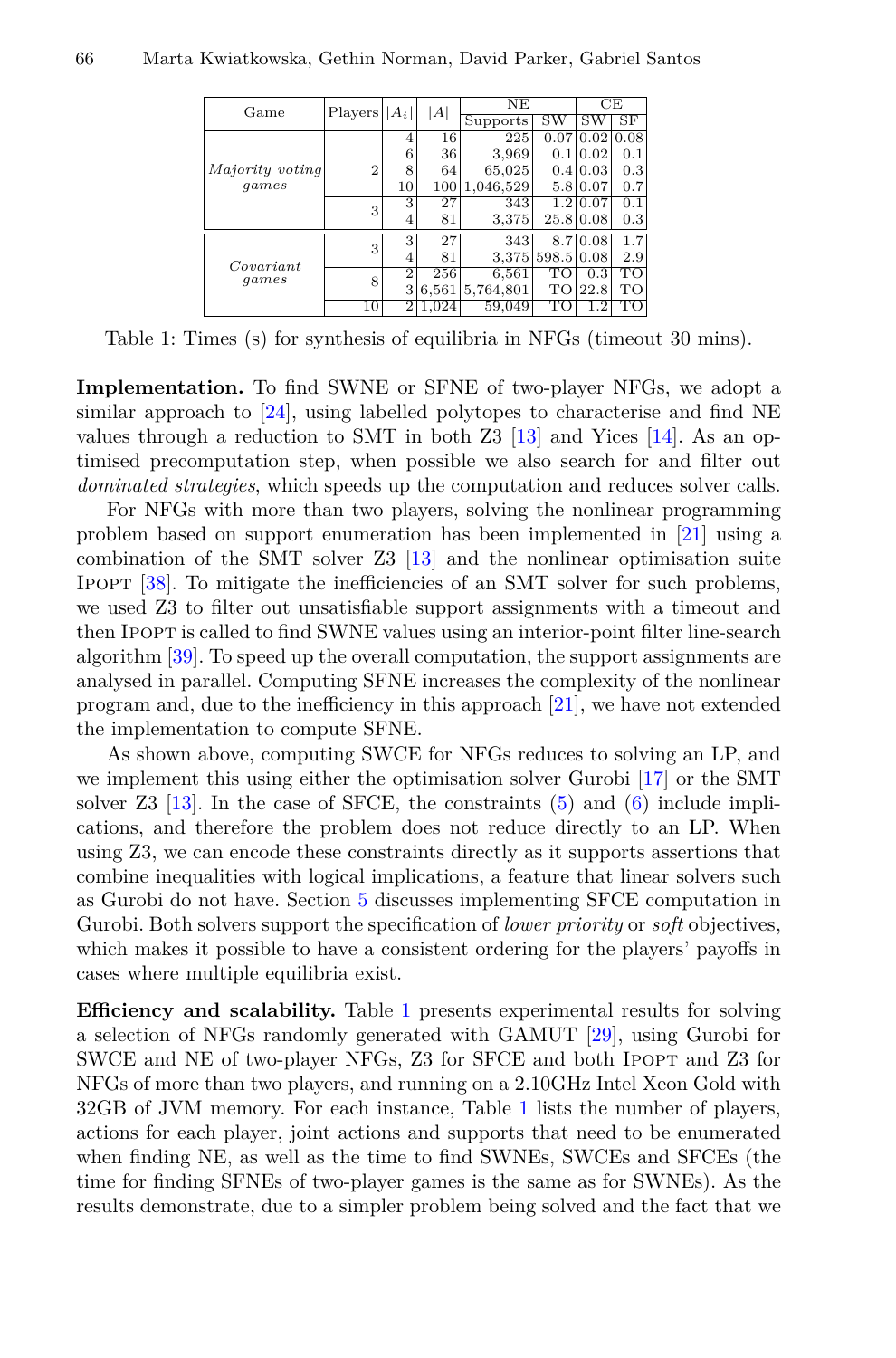| Game | Players | $\|A_i\|$ | $\|A\|$ | NE |  | CE |  |
|---|---|---|---|---|---|---|---|
|  |  |  |  | Supports | SW | SW | SF |
| *Majority voting games* | 2 | 4 | 16 | 225 | 0.07 | 0.02 | 0.08 |
|  |  | 6 | 36 | 3,969 | 0.1 | 0.02 | 0.1 |
|  |  | 8 | 64 | 65,025 | 0.4 | 0.03 | 0.3 |
|  |  | 10 | 100 | 1,046,529 | 5.8 | 0.07 | 0.7 |
|  | 3 | 3 | 27 | 343 | 1.2 | 0.07 | 0.1 |
|  |  | 4 | 81 | 3,375 | 25.8 | 0.08 | 0.3 |
| *Covariant games* | 3 | 3 | 27 | 343 | 8.7 | 0.08 | 1.7 |
|  |  | 4 | 81 | 3,375 | 598.5 | 0.08 | 2.9 |
|  | 8 | 2 | 256 | 6,561 | TO | 0.3 | TO |
|  |  | 3 | 6,561 | 5,764,801 | TO | 22.8 | TO |
|  | 10 | 2 | 1,024 | 59,049 | TO | 1.2 | TO |

Table 1: Times (s) for synthesis of equilibria in NFGs (timeout 30 mins).

**Implementation.** To find SWNE or SFNE of two-player NFGs, we adopt a similar approach to [24], using labelled polytopes to characterise and find NE values through a reduction to SMT in both Z3 [13] and Yices [14]. As an optimised precomputation step, when possible we also search for and filter out *dominated strategies*, which speeds up the computation and reduces solver calls.

For NFGs with more than two players, solving the nonlinear programming problem based on support enumeration has been implemented in [21] using a combination of the SMT solver Z3 [13] and the nonlinear optimisation suite Ipopt [38]. To mitigate the inefficiencies of an SMT solver for such problems, we used Z3 to filter out unsatisfiable support assignments with a timeout and then Ipopt is called to find SWNE values using an interior-point filter line-search algorithm [39]. To speed up the overall computation, the support assignments are analysed in parallel. Computing SFNE increases the complexity of the nonlinear program and, due to the inefficiency in this approach [21], we have not extended the implementation to compute SFNE.

As shown above, computing SWCE for NFGs reduces to solving an LP, and we implement this using either the optimisation solver Gurobi [17] or the SMT solver Z3 [13]. In the case of SFCE, the constraints (5) and (6) include implications, and therefore the problem does not reduce directly to an LP. When using Z3, we can encode these constraints directly as it supports assertions that combine inequalities with logical implications, a feature that linear solvers such as Gurobi do not have. Section 5 discusses implementing SFCE computation in Gurobi. Both solvers support the specification of *lower priority* or *soft* objectives, which makes it possible to have a consistent ordering for the players' payoffs in cases where multiple equilibria exist.

**Efficiency and scalability.** Table 1 presents experimental results for solving a selection of NFGs randomly generated with GAMUT [29], using Gurobi for SWCE and NE of two-player NFGs, Z3 for SFCE and both Ipopt and Z3 for NFGs of more than two players, and running on a 2.10GHz Intel Xeon Gold with 32GB of JVM memory. For each instance, Table 1 lists the number of players, actions for each player, joint actions and supports that need to be enumerated when finding NE, as well as the time to find SWNEs, SWCEs and SFCEs (the time for finding SFNEs of two-player games is the same as for SWNEs). As the results demonstrate, due to a simpler problem being solved and the fact that we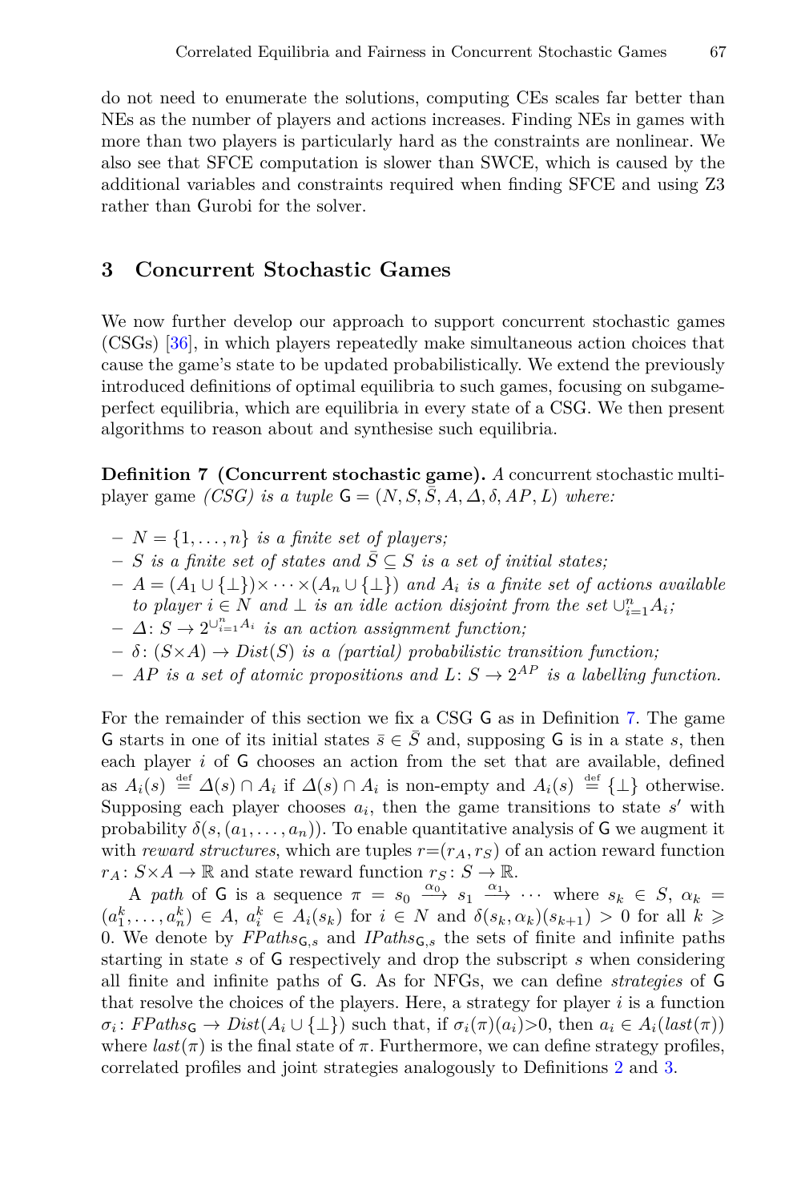do not need to enumerate the solutions, computing CEs scales far better than NEs as the number of players and actions increases. Finding NEs in games with more than two players is particularly hard as the constraints are nonlinear. We also see that SFCE computation is slower than SWCE, which is caused by the additional variables and constraints required when finding SFCE and using Z3 rather than Gurobi for the solver.

## 3 Concurrent Stochastic Games

We now further develop our approach to support concurrent stochastic games (CSGs) [36], in which players repeatedly make simultaneous action choices that cause the game's state to be updated probabilistically. We extend the previously introduced definitions of optimal equilibria to such games, focusing on subgame-perfect equilibria, which are equilibria in every state of a CSG. We then present algorithms to reason about and synthesise such equilibria.

**Definition 7 (Concurrent stochastic game).** *A* concurrent stochastic multi-player game *(CSG) is a tuple* $\mathsf{G} = (N, S, \bar{S}, A, \Delta, \delta, AP, L)$ *where:*

- $N = \{1, \ldots, n\}$ *is a finite set of players;*
- $S$ *is a finite set of states and* $\bar{S} \subseteq S$ *is a set of initial states;*
- $A = (A_1 \cup \{\bot\}) \times \cdots \times (A_n \cup \{\bot\})$ *and* $A_i$ *is a finite set of actions available to player* $i \in N$ *and* $\bot$ *is an idle action disjoint from the set* $\cup_{i=1}^{n} A_i$*;*
- $\Delta \colon S \to 2^{\cup_{i=1}^{n} A_i}$ *is an action assignment function;*
- $\delta \colon (S \times A) \to \mathit{Dist}(S)$ *is a (partial) probabilistic transition function;*
- $AP$ *is a set of atomic propositions and* $L \colon S \to 2^{AP}$ *is a labelling function.*

For the remainder of this section we fix a CSG $\mathsf{G}$ as in Definition 7. The game $\mathsf{G}$ starts in one of its initial states $\bar{s} \in \bar{S}$ and, supposing $\mathsf{G}$ is in a state $s$, then each player $i$ of $\mathsf{G}$ chooses an action from the set that are available, defined as $A_i(s) \stackrel{\text{def}}{=} \Delta(s) \cap A_i$ if $\Delta(s) \cap A_i$ is non-empty and $A_i(s) \stackrel{\text{def}}{=} \{\bot\}$ otherwise. Supposing each player chooses $a_i$, then the game transitions to state $s'$ with probability $\delta(s, (a_1, \ldots, a_n))$. To enable quantitative analysis of $\mathsf{G}$ we augment it with *reward structures*, which are tuples $r{=}(r_A, r_S)$ of an action reward function $r_A \colon S{\times}A \to \mathbb{R}$ and state reward function $r_S \colon S \to \mathbb{R}$.

A *path* of $\mathsf{G}$ is a sequence $\pi = s_0 \xrightarrow{\alpha_0} s_1 \xrightarrow{\alpha_1} \cdots$ where $s_k \in S$, $\alpha_k = (a_1^k, \ldots, a_n^k) \in A$, $a_i^k \in A_i(s_k)$ for $i \in N$ and $\delta(s_k, \alpha_k)(s_{k+1}) > 0$ for all $k \geqslant 0$. We denote by $\mathit{FPaths}_{\mathsf{G},s}$ and $\mathit{IPaths}_{\mathsf{G},s}$ the sets of finite and infinite paths starting in state $s$ of $\mathsf{G}$ respectively and drop the subscript $s$ when considering all finite and infinite paths of $\mathsf{G}$. As for NFGs, we can define *strategies* of $\mathsf{G}$ that resolve the choices of the players. Here, a strategy for player $i$ is a function $\sigma_i \colon \mathit{FPaths}_{\mathsf{G}} \to \mathit{Dist}(A_i \cup \{\bot\})$ such that, if $\sigma_i(\pi)(a_i){>}0$, then $a_i \in A_i(\mathit{last}(\pi))$ where $\mathit{last}(\pi)$ is the final state of $\pi$. Furthermore, we can define strategy profiles, correlated profiles and joint strategies analogously to Definitions 2 and 3.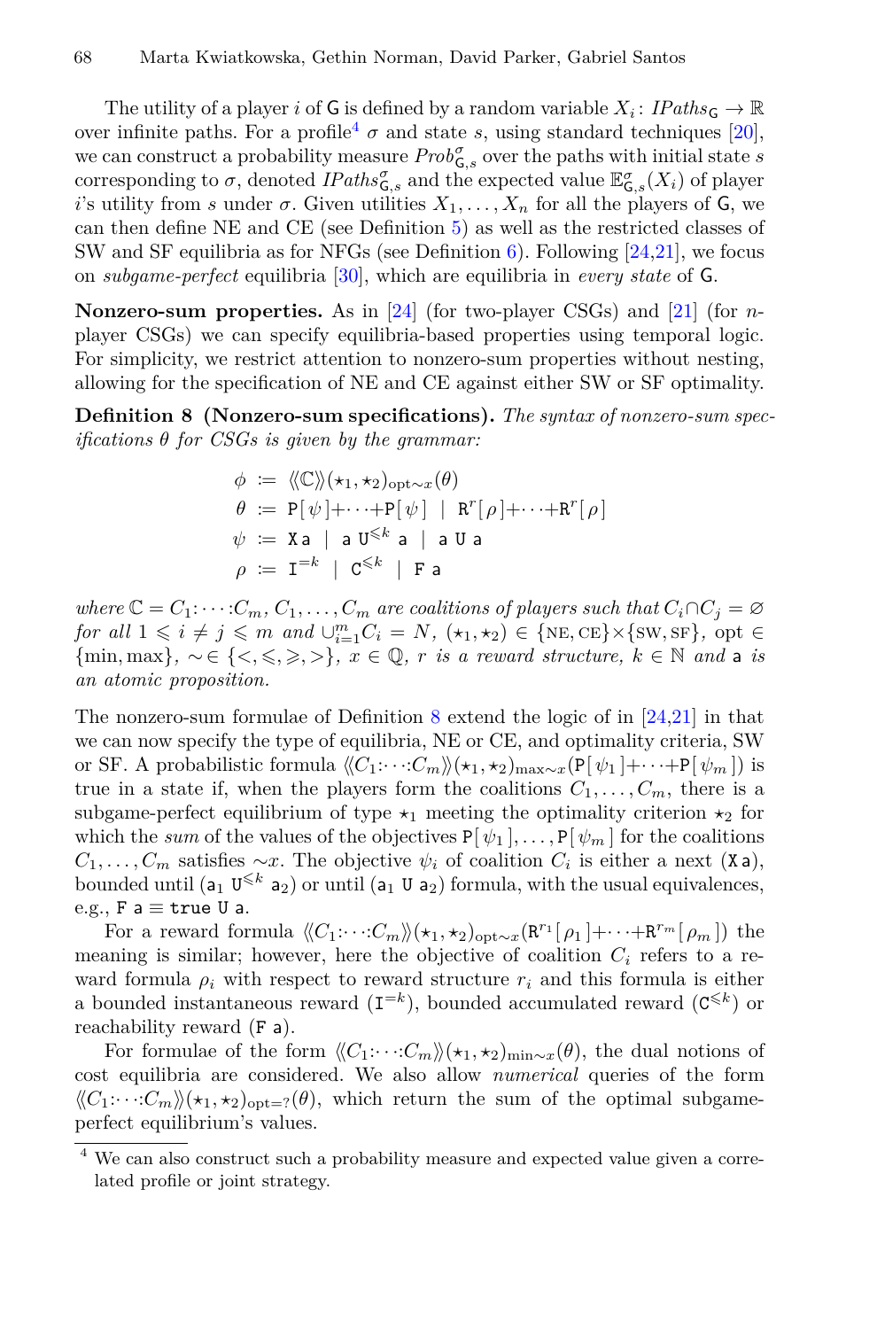The utility of a player $i$ of $\mathsf{G}$ is defined by a random variable $X_i \colon \mathit{IPaths}_{\mathsf{G}} \to \mathbb{R}$ over infinite paths. For a profile[4] $\sigma$ and state $s$, using standard techniques [20], we can construct a probability measure $\mathit{Prob}^{\sigma}_{\mathsf{G},s}$ over the paths with initial state $s$ corresponding to $\sigma$, denoted $\mathit{IPaths}^{\sigma}_{\mathsf{G},s}$ and the expected value $\mathbb{E}^{\sigma}_{\mathsf{G},s}(X_i)$ of player $i$'s utility from $s$ under $\sigma$. Given utilities $X_1, \ldots, X_n$ for all the players of $\mathsf{G}$, we can then define NE and CE (see Definition 5) as well as the restricted classes of SW and SF equilibria as for NFGs (see Definition 6). Following [24,21], we focus on *subgame-perfect* equilibria [30], which are equilibria in *every state* of $\mathsf{G}$.

**Nonzero-sum properties.** As in [24] (for two-player CSGs) and [21] (for $n$-player CSGs) we can specify equilibria-based properties using temporal logic. For simplicity, we restrict attention to nonzero-sum properties without nesting, allowing for the specification of NE and CE against either SW or SF optimality.

**Definition 8 (Nonzero-sum specifications).** *The syntax of nonzero-sum specifications $\theta$ for CSGs is given by the grammar:*

$$
\begin{aligned}
\phi &\coloneqq \langle\!\langle \mathbb{C} \rangle\!\rangle(\star_1, \star_2)_{\mathrm{opt}\sim x}(\theta) \\
\theta &\coloneqq \mathtt{P}[\,\psi\,]{+}\cdots{+}\mathtt{P}[\,\psi\,] \ \mid\ \mathtt{R}^{r}[\,\rho\,]{+}\cdots{+}\mathtt{R}^{r}[\,\rho\,] \\
\psi &\coloneqq \mathtt{X}\,\mathsf{a} \ \mid\ \mathsf{a}\ \mathtt{U}^{\leqslant k}\ \mathsf{a} \ \mid\ \mathsf{a}\ \mathtt{U}\ \mathsf{a} \\
\rho &\coloneqq \mathtt{I}^{=k} \ \mid\ \mathtt{C}^{\leqslant k} \ \mid\ \mathtt{F}\ \mathsf{a}
\end{aligned}
$$

*where $\mathbb{C} = C_1{:}\cdots{:}C_m$, $C_1, \ldots, C_m$ are coalitions of players such that $C_i \cap C_j = \varnothing$ for all $1 \leqslant i \neq j \leqslant m$ and $\cup_{i=1}^{m} C_i = N$, $(\star_1, \star_2) \in \{\mathrm{NE}, \mathrm{CE}\} \times \{\mathrm{SW}, \mathrm{SF}\}$, $\mathrm{opt} \in \{\min, \max\}$, $\sim \in \{<, \leqslant, \geqslant, >\}$, $x \in \mathbb{Q}$, $r$ is a reward structure, $k \in \mathbb{N}$ and $\mathsf{a}$ is an atomic proposition.*

The nonzero-sum formulae of Definition 8 extend the logic of in [24,21] in that we can now specify the type of equilibria, NE or CE, and optimality criteria, SW or SF. A probabilistic formula $\langle\!\langle C_1{:}\cdots{:}C_m \rangle\!\rangle(\star_1, \star_2)_{\max\sim x}(\mathtt{P}[\,\psi_1\,]{+}\cdots{+}\mathtt{P}[\,\psi_m\,])$ is true in a state if, when the players form the coalitions $C_1, \ldots, C_m$, there is a subgame-perfect equilibrium of type $\star_1$ meeting the optimality criterion $\star_2$ for which the *sum* of the values of the objectives $\mathtt{P}[\,\psi_1\,], \ldots, \mathtt{P}[\,\psi_m\,]$ for the coalitions $C_1, \ldots, C_m$ satisfies $\sim x$. The objective $\psi_i$ of coalition $C_i$ is either a next ($\mathtt{X}\,\mathsf{a}$), bounded until ($\mathsf{a}_1\ \mathtt{U}^{\leqslant k}\ \mathsf{a}_2$) or until ($\mathsf{a}_1\ \mathtt{U}\ \mathsf{a}_2$) formula, with the usual equivalences, e.g., $\mathtt{F}\ \mathsf{a} \equiv \mathtt{true}\ \mathtt{U}\ \mathsf{a}$.

For a reward formula $\langle\!\langle C_1{:}\cdots{:}C_m \rangle\!\rangle(\star_1, \star_2)_{\mathrm{opt}\sim x}(\mathtt{R}^{r_1}[\,\rho_1\,]{+}\cdots{+}\mathtt{R}^{r_m}[\,\rho_m\,])$ the meaning is similar; however, here the objective of coalition $C_i$ refers to a reward formula $\rho_i$ with respect to reward structure $r_i$ and this formula is either a bounded instantaneous reward ($\mathtt{I}^{=k}$), bounded accumulated reward ($\mathtt{C}^{\leqslant k}$) or reachability reward ($\mathtt{F}\ \mathsf{a}$).

For formulae of the form $\langle\!\langle C_1{:}\cdots{:}C_m \rangle\!\rangle(\star_1, \star_2)_{\min\sim x}(\theta)$, the dual notions of cost equilibria are considered. We also allow *numerical* queries of the form $\langle\!\langle C_1{:}\cdots{:}C_m \rangle\!\rangle(\star_1, \star_2)_{\mathrm{opt}=?}(\theta)$, which return the sum of the optimal subgame-perfect equilibrium's values.

[4] We can also construct such a probability measure and expected value given a correlated profile or joint strategy.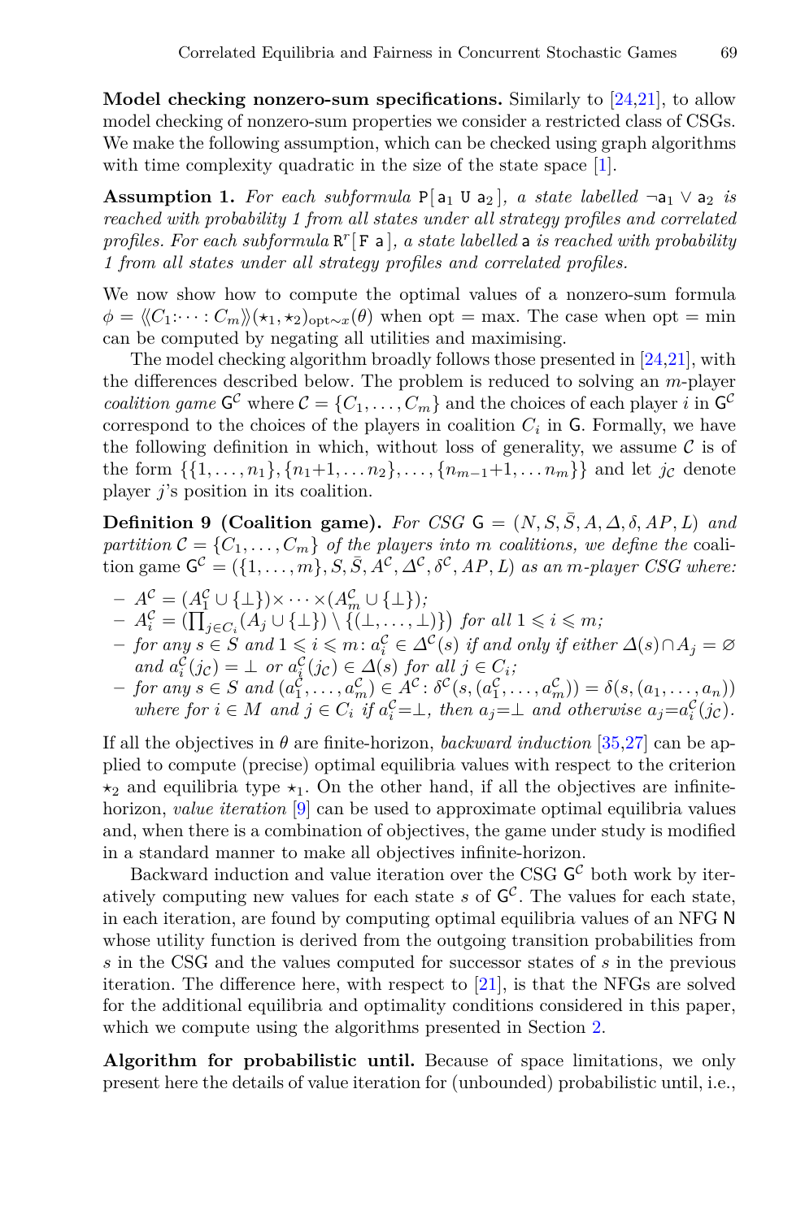**Model checking nonzero-sum specifications.** Similarly to [24,21], to allow model checking of nonzero-sum properties we consider a restricted class of CSGs. We make the following assumption, which can be checked using graph algorithms with time complexity quadratic in the size of the state space [1].

**Assumption 1.** *For each subformula* $\mathtt{P}[\,\mathtt{a}_1 \ \mathtt{U}\ \mathtt{a}_2\,]$*, a state labelled* $\neg \mathtt{a}_1 \vee \mathtt{a}_2$ *is reached with probability 1 from all states under all strategy profiles and correlated profiles. For each subformula* $\mathtt{R}^r[\,\mathtt{F}\ \mathtt{a}\,]$*, a state labelled* $\mathtt{a}$ *is reached with probability 1 from all states under all strategy profiles and correlated profiles.*

We now show how to compute the optimal values of a nonzero-sum formula $\phi = \langle\langle C_1{:}\cdots{:}C_m\rangle\rangle(\star_1,\star_2)_{\mathrm{opt}\sim x}(\theta)$ when opt = max. The case when opt = min can be computed by negating all utilities and maximising.

The model checking algorithm broadly follows those presented in [24,21], with the differences described below. The problem is reduced to solving an $m$-player *coalition game* $\mathsf{G}^{\mathcal{C}}$ where $\mathcal{C} = \{C_1, \dots, C_m\}$ and the choices of each player $i$ in $\mathsf{G}^{\mathcal{C}}$ correspond to the choices of the players in coalition $C_i$ in $\mathsf{G}$. Formally, we have the following definition in which, without loss of generality, we assume $\mathcal{C}$ is of the form $\{\{1,\dots,n_1\},\{n_1{+}1,\dots n_2\},\dots,\{n_{m-1}{+}1,\dots n_m\}\}$ and let $j_{\mathcal{C}}$ denote player $j$'s position in its coalition.

**Definition 9 (Coalition game).** *For CSG* $\mathsf{G} = (N, S, \bar{S}, A, \Delta, \delta, AP, L)$ *and partition* $\mathcal{C} = \{C_1, \dots, C_m\}$ *of the players into* $m$ *coalitions, we define the* coalition game $\mathsf{G}^{\mathcal{C}} = (\{1,\dots,m\}, S, \bar{S}, A^{\mathcal{C}}, \Delta^{\mathcal{C}}, \delta^{\mathcal{C}}, AP, L)$ *as an* $m$*-player CSG where:*

- $A^{\mathcal{C}} = (A^{\mathcal{C}}_1 \cup \{\bot\}) \times \cdots \times (A^{\mathcal{C}}_m \cup \{\bot\})$*;*
- $A^{\mathcal{C}}_i = \big(\prod_{j \in C_i}(A_j \cup \{\bot\}) \setminus \{(\bot,\dots,\bot)\}\big)$ *for all* $1 \leqslant i \leqslant m$*;*
- *for any* $s \in S$ *and* $1 \leqslant i \leqslant m$: $a^{\mathcal{C}}_i \in \Delta^{\mathcal{C}}(s)$ *if and only if either* $\Delta(s) \cap A_j = \varnothing$ *and* $a^{\mathcal{C}}_i(j_{\mathcal{C}}) = \bot$ *or* $a^{\mathcal{C}}_i(j_{\mathcal{C}}) \in \Delta(s)$ *for all* $j \in C_i$*;*
- *for any* $s \in S$ *and* $(a^{\mathcal{C}}_1, \dots, a^{\mathcal{C}}_m) \in A^{\mathcal{C}}$: $\delta^{\mathcal{C}}(s, (a^{\mathcal{C}}_1, \dots, a^{\mathcal{C}}_m)) = \delta(s, (a_1, \dots, a_n))$ *where for* $i \in M$ *and* $j \in C_i$ *if* $a^{\mathcal{C}}_i{=}\bot$*, then* $a_j{=}\bot$ *and otherwise* $a_j{=}a^{\mathcal{C}}_i(j_{\mathcal{C}})$*.*

If all the objectives in $\theta$ are finite-horizon, *backward induction* [35,27] can be applied to compute (precise) optimal equilibria values with respect to the criterion $\star_2$ and equilibria type $\star_1$. On the other hand, if all the objectives are infinite-horizon, *value iteration* [9] can be used to approximate optimal equilibria values and, when there is a combination of objectives, the game under study is modified in a standard manner to make all objectives infinite-horizon.

Backward induction and value iteration over the CSG $\mathsf{G}^{\mathcal{C}}$ both work by iteratively computing new values for each state $s$ of $\mathsf{G}^{\mathcal{C}}$. The values for each state, in each iteration, are found by computing optimal equilibria values of an NFG $\mathsf{N}$ whose utility function is derived from the outgoing transition probabilities from $s$ in the CSG and the values computed for successor states of $s$ in the previous iteration. The difference here, with respect to [21], is that the NFGs are solved for the additional equilibria and optimality conditions considered in this paper, which we compute using the algorithms presented in Section 2.

**Algorithm for probabilistic until.** Because of space limitations, we only present here the details of value iteration for (unbounded) probabilistic until, i.e.,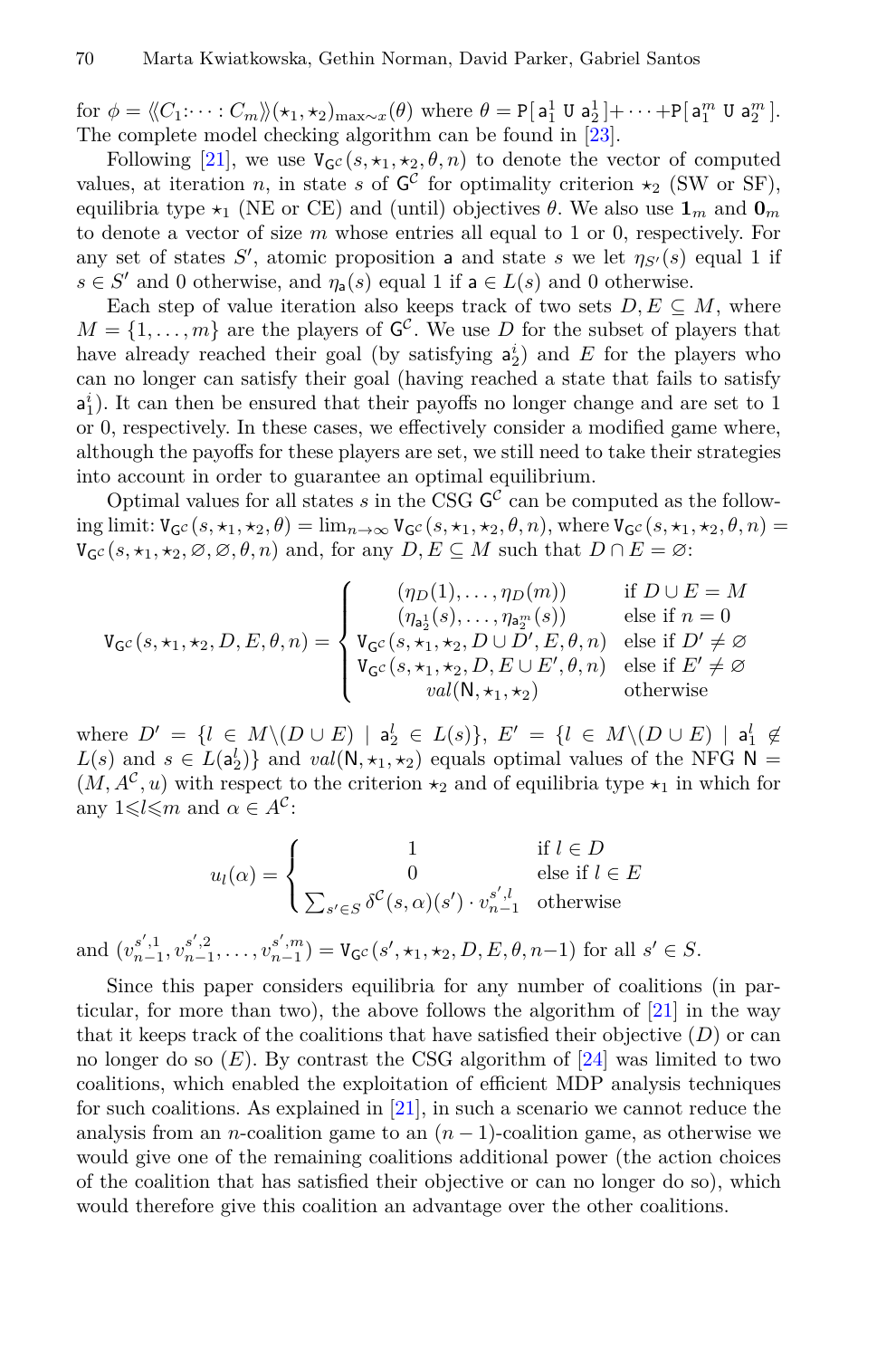for $\phi = \langle\!\langle C_1{:}\cdots{:}C_m \rangle\!\rangle(\star_1, \star_2)_{\max\sim x}(\theta)$ where $\theta = \mathtt{P}[\,\mathsf{a}_1^1 \ \mathtt{U}\ \mathsf{a}_2^1\,] + \cdots + \mathtt{P}[\,\mathsf{a}_1^m \ \mathtt{U}\ \mathsf{a}_2^m\,]$. The complete model checking algorithm can be found in [23].

Following [21], we use $\mathsf{V}_{\mathsf{G}^\mathcal{C}}(s, \star_1, \star_2, \theta, n)$ to denote the vector of computed values, at iteration $n$, in state $s$ of $\mathsf{G}^\mathcal{C}$ for optimality criterion $\star_2$ (SW or SF), equilibria type $\star_1$ (NE or CE) and (until) objectives $\theta$. We also use $\mathbf{1}_m$ and $\mathbf{0}_m$ to denote a vector of size $m$ whose entries all equal to 1 or 0, respectively. For any set of states $S'$, atomic proposition $\mathsf{a}$ and state $s$ we let $\eta_{S'}(s)$ equal 1 if $s \in S'$ and 0 otherwise, and $\eta_\mathsf{a}(s)$ equal 1 if $\mathsf{a} \in L(s)$ and 0 otherwise.

Each step of value iteration also keeps track of two sets $D, E \subseteq M$, where $M = \{1, \ldots, m\}$ are the players of $\mathsf{G}^\mathcal{C}$. We use $D$ for the subset of players that have already reached their goal (by satisfying $\mathsf{a}_2^i$) and $E$ for the players who can no longer can satisfy their goal (having reached a state that fails to satisfy $\mathsf{a}_1^i$). It can then be ensured that their payoffs no longer change and are set to 1 or 0, respectively. In these cases, we effectively consider a modified game where, although the payoffs for these players are set, we still need to take their strategies into account in order to guarantee an optimal equilibrium.

Optimal values for all states $s$ in the CSG $\mathsf{G}^\mathcal{C}$ can be computed as the following limit: $\mathsf{V}_{\mathsf{G}^\mathcal{C}}(s, \star_1, \star_2, \theta) = \lim_{n\to\infty} \mathsf{V}_{\mathsf{G}^\mathcal{C}}(s, \star_1, \star_2, \theta, n)$, where $\mathsf{V}_{\mathsf{G}^\mathcal{C}}(s, \star_1, \star_2, \theta, n) = \mathsf{V}_{\mathsf{G}^\mathcal{C}}(s, \star_1, \star_2, \varnothing, \varnothing, \theta, n)$ and, for any $D, E \subseteq M$ such that $D \cap E = \varnothing$:

$$
\mathsf{V}_{\mathsf{G}^\mathcal{C}}(s, \star_1, \star_2, D, E, \theta, n) = \begin{cases}
(\eta_D(1), \ldots, \eta_D(m)) & \text{if } D \cup E = M \\
(\eta_{\mathsf{a}_2^1}(s), \ldots, \eta_{\mathsf{a}_2^m}(s)) & \text{else if } n = 0 \\
\mathsf{V}_{\mathsf{G}^\mathcal{C}}(s, \star_1, \star_2, D \cup D', E, \theta, n) & \text{else if } D' \neq \varnothing \\
\mathsf{V}_{\mathsf{G}^\mathcal{C}}(s, \star_1, \star_2, D, E \cup E', \theta, n) & \text{else if } E' \neq \varnothing \\
val(\mathsf{N}, \star_1, \star_2) & \text{otherwise}
\end{cases}
$$

where $D' = \{l \in M \backslash (D \cup E) \mid \mathsf{a}_2^l \in L(s)\}$, $E' = \{l \in M \backslash (D \cup E) \mid \mathsf{a}_1^l \notin L(s) \text{ and } s \in L(\mathsf{a}_2^l)\}$ and $val(\mathsf{N}, \star_1, \star_2)$ equals optimal values of the NFG $\mathsf{N} = (M, A^\mathcal{C}, u)$ with respect to the criterion $\star_2$ and of equilibria type $\star_1$ in which for any $1 \leqslant l \leqslant m$ and $\alpha \in A^\mathcal{C}$:

$$
u_l(\alpha) = \begin{cases}
1 & \text{if } l \in D \\
0 & \text{else if } l \in E \\
\sum_{s' \in S} \delta^\mathcal{C}(s, \alpha)(s') \cdot v_{n-1}^{s',l} & \text{otherwise}
\end{cases}
$$

and $(v_{n-1}^{s',1}, v_{n-1}^{s',2}, \ldots, v_{n-1}^{s',m}) = \mathsf{V}_{\mathsf{G}^\mathcal{C}}(s', \star_1, \star_2, D, E, \theta, n{-}1)$ for all $s' \in S$.

Since this paper considers equilibria for any number of coalitions (in particular, for more than two), the above follows the algorithm of [21] in the way that it keeps track of the coalitions that have satisfied their objective ($D$) or can no longer do so ($E$). By contrast the CSG algorithm of [24] was limited to two coalitions, which enabled the exploitation of efficient MDP analysis techniques for such coalitions. As explained in [21], in such a scenario we cannot reduce the analysis from an $n$-coalition game to an $(n-1)$-coalition game, as otherwise we would give one of the remaining coalitions additional power (the action choices of the coalition that has satisfied their objective or can no longer do so), which would therefore give this coalition an advantage over the other coalitions.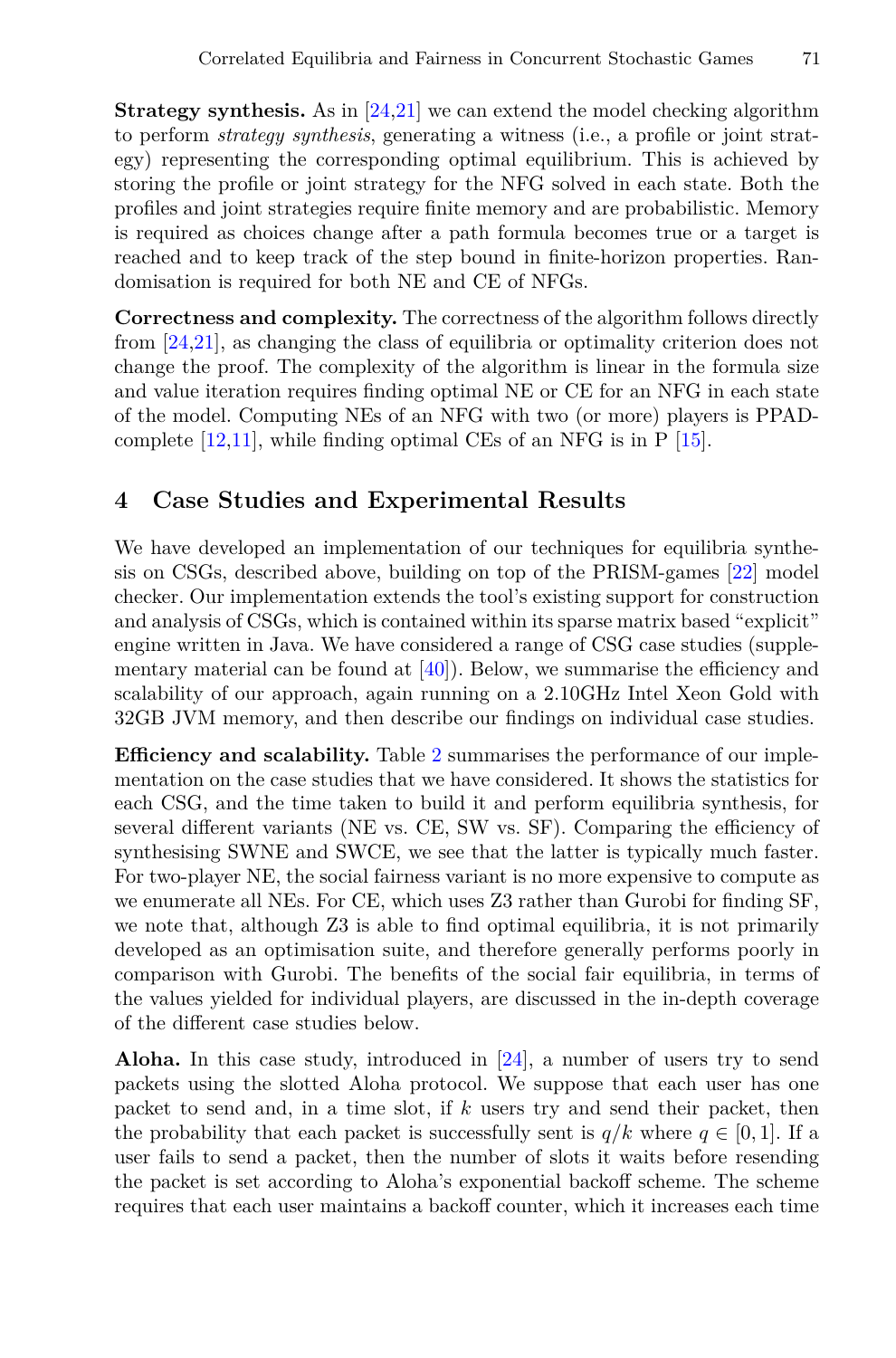**Strategy synthesis.** As in [24,21] we can extend the model checking algorithm to perform *strategy synthesis*, generating a witness (i.e., a profile or joint strategy) representing the corresponding optimal equilibrium. This is achieved by storing the profile or joint strategy for the NFG solved in each state. Both the profiles and joint strategies require finite memory and are probabilistic. Memory is required as choices change after a path formula becomes true or a target is reached and to keep track of the step bound in finite-horizon properties. Randomisation is required for both NE and CE of NFGs.

**Correctness and complexity.** The correctness of the algorithm follows directly from [24,21], as changing the class of equilibria or optimality criterion does not change the proof. The complexity of the algorithm is linear in the formula size and value iteration requires finding optimal NE or CE for an NFG in each state of the model. Computing NEs of an NFG with two (or more) players is PPAD-complete [12,11], while finding optimal CEs of an NFG is in P [15].

## 4 Case Studies and Experimental Results

We have developed an implementation of our techniques for equilibria synthesis on CSGs, described above, building on top of the PRISM-games [22] model checker. Our implementation extends the tool's existing support for construction and analysis of CSGs, which is contained within its sparse matrix based "explicit" engine written in Java. We have considered a range of CSG case studies (supplementary material can be found at [40]). Below, we summarise the efficiency and scalability of our approach, again running on a 2.10GHz Intel Xeon Gold with 32GB JVM memory, and then describe our findings on individual case studies.

**Efficiency and scalability.** Table 2 summarises the performance of our implementation on the case studies that we have considered. It shows the statistics for each CSG, and the time taken to build it and perform equilibria synthesis, for several different variants (NE vs. CE, SW vs. SF). Comparing the efficiency of synthesising SWNE and SWCE, we see that the latter is typically much faster. For two-player NE, the social fairness variant is no more expensive to compute as we enumerate all NEs. For CE, which uses Z3 rather than Gurobi for finding SF, we note that, although Z3 is able to find optimal equilibria, it is not primarily developed as an optimisation suite, and therefore generally performs poorly in comparison with Gurobi. The benefits of the social fair equilibria, in terms of the values yielded for individual players, are discussed in the in-depth coverage of the different case studies below.

**Aloha.** In this case study, introduced in [24], a number of users try to send packets using the slotted Aloha protocol. We suppose that each user has one packet to send and, in a time slot, if $k$ users try and send their packet, then the probability that each packet is successfully sent is $q/k$ where $q \in [0, 1]$. If a user fails to send a packet, then the number of slots it waits before resending the packet is set according to Aloha's exponential backoff scheme. The scheme requires that each user maintains a backoff counter, which it increases each time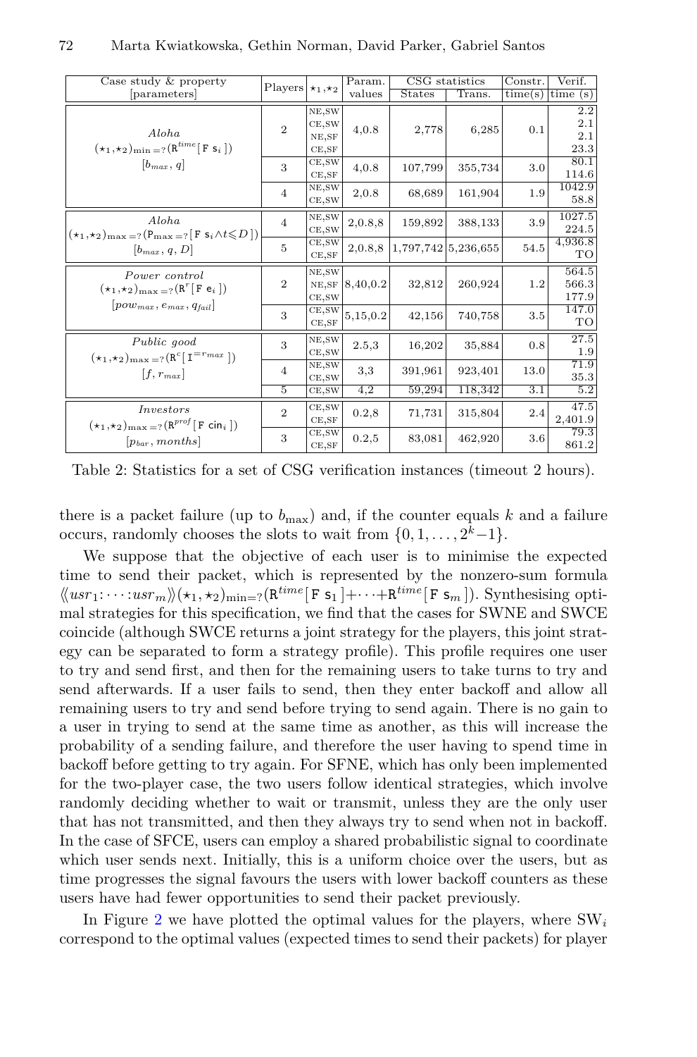| Case study & property [parameters] | Players | $\star_1,\star_2$ | Param. values | CSG statistics | | Constr. time(s) | Verif. time (s) |
|---|---|---|---|---|---|---|---|
| | | | | States | Trans. | | |
| *Aloha* $(\star_1,\star_2)_{\min=?}(\mathtt{R}^{time}[\,\mathtt{F}\ \mathsf{s}_i\,])$ $[b_{max}, q]$ | 2 | NE,SW | 4,0.8 | 2,778 | 6,285 | 0.1 | 2.2 |
| | | CE,SW | | | | | 2.1 |
| | | NE,SF | | | | | 2.1 |
| | | CE,SF | | | | | 23.3 |
| | 3 | CE,SW | 4,0.8 | 107,799 | 355,734 | 3.0 | 80.1 |
| | | CE,SF | | | | | 114.6 |
| | 4 | NE,SW | 2,0.8 | 68,689 | 161,904 | 1.9 | 1042.9 |
| | | CE,SW | | | | | 58.8 |
| *Aloha* $(\star_1,\star_2)_{\max=?}(\mathtt{P}_{\max=?}[\,\mathtt{F}\ \mathsf{s}_i{\wedge}t{\leqslant}D\,])$ $[b_{max}, q, D]$ | 4 | NE,SW | 2,0.8,8 | 159,892 | 388,133 | 3.9 | 1027.5 |
| | | CE,SW | | | | | 224.5 |
| | 5 | CE,SW | 2,0.8,8 | 1,797,742 | 5,236,655 | 54.5 | 4,936.8 |
| | | CE,SF | | | | | TO |
| *Power control* $(\star_1,\star_2)_{\max=?}(\mathtt{R}^{r}[\,\mathtt{F}\ \mathsf{e}_i\,])$ $[pow_{max}, e_{max}, q_{fail}]$ | 2 | NE,SW | 8,40,0.2 | 32,812 | 260,924 | 1.2 | 564.5 |
| | | NE,SF | | | | | 566.3 |
| | | CE,SW | | | | | 177.9 |
| | 3 | CE,SW | 5,15,0.2 | 42,156 | 740,758 | 3.5 | 147.0 |
| | | CE,SF | | | | | TO |
| *Public good* $(\star_1,\star_2)_{\max=?}(\mathtt{R}^{c}[\,\mathtt{I}^{=r_{max}}\,])$ $[f, r_{max}]$ | 3 | NE,SW | 2.5,3 | 16,202 | 35,884 | 0.8 | 27.5 |
| | | CE,SW | | | | | 1.9 |
| | 4 | NE,SW | 3,3 | 391,961 | 923,401 | 13.0 | 71.9 |
| | | CE,SW | | | | | 35.3 |
| | 5 | CE,SW | 4,2 | 59,294 | 118,342 | 3.1 | 5.2 |
| *Investors* $(\star_1,\star_2)_{\max=?}(\mathtt{R}^{prof}[\,\mathtt{F}\ \mathsf{cin}_i\,])$ $[p_{bar}, months]$ | 2 | CE,SW | 0.2,8 | 71,731 | 315,804 | 2.4 | 47.5 |
| | | CE,SF | | | | | 2,401.9 |
| | 3 | CE,SW | 0.2,5 | 83,081 | 462,920 | 3.6 | 79.3 |
| | | CE,SF | | | | | 861.2 |

Table 2: Statistics for a set of CSG verification instances (timeout 2 hours).

there is a packet failure (up to $b_{\max}$) and, if the counter equals $k$ and a failure occurs, randomly chooses the slots to wait from $\{0, 1, \ldots, 2^k{-}1\}$.

We suppose that the objective of each user is to minimise the expected time to send their packet, which is represented by the nonzero-sum formula $\langle\langle usr_1{:}\cdots{:}usr_m\rangle\rangle(\star_1,\star_2)_{\min=?}(\mathtt{R}^{time}[\,\mathtt{F}\ \mathsf{s}_1\,]+\cdots+\mathtt{R}^{time}[\,\mathtt{F}\ \mathsf{s}_m\,])$. Synthesising optimal strategies for this specification, we find that the cases for SWNE and SWCE coincide (although SWCE returns a joint strategy for the players, this joint strategy can be separated to form a strategy profile). This profile requires one user to try and send first, and then for the remaining users to take turns to try and send afterwards. If a user fails to send, then they enter backoff and allow all remaining users to try and send before trying to send again. There is no gain to a user in trying to send at the same time as another, as this will increase the probability of a sending failure, and therefore the user having to spend time in backoff before getting to try again. For SFNE, which has only been implemented for the two-player case, the two users follow identical strategies, which involve randomly deciding whether to wait or transmit, unless they are the only user that has not transmitted, and then they always try to send when not in backoff. In the case of SFCE, users can employ a shared probabilistic signal to coordinate which user sends next. Initially, this is a uniform choice over the users, but as time progresses the signal favours the users with lower backoff counters as these users have had fewer opportunities to send their packet previously.

In Figure 2 we have plotted the optimal values for the players, where $\mathrm{SW}_i$ correspond to the optimal values (expected times to send their packets) for player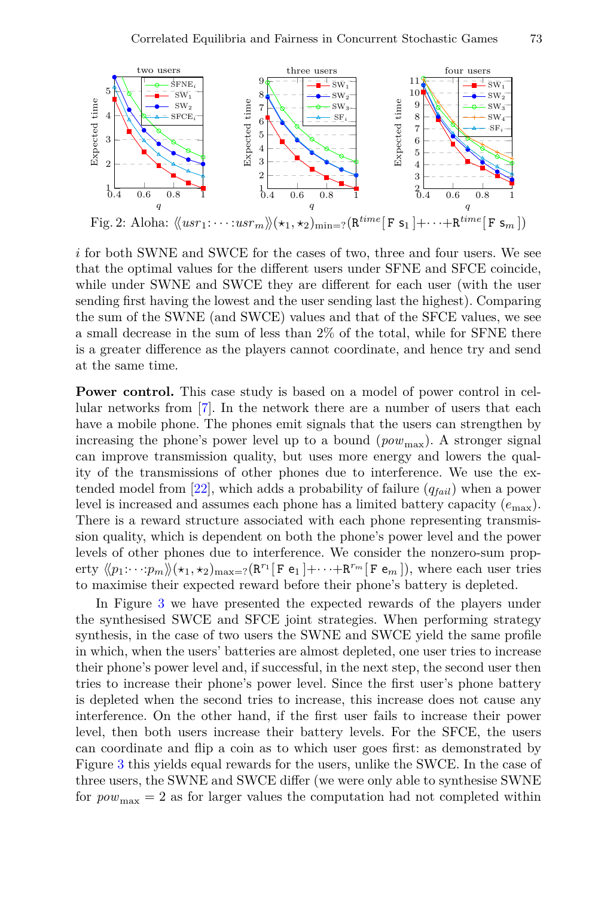Fig. 2: Aloha: $\langle\langle usr_1{:}\cdots{:}usr_m \rangle\rangle(\star_1,\star_2)_{\min=?}(\mathtt{R}^{time}[\,\mathtt{F}\ \mathsf{s}_1\,]{+}\cdots{+}\mathtt{R}^{time}[\,\mathtt{F}\ \mathsf{s}_m\,])$

$i$ for both SWNE and SWCE for the cases of two, three and four users. We see that the optimal values for the different users under SFNE and SFCE coincide, while under SWNE and SWCE they are different for each user (with the user sending first having the lowest and the user sending last the highest). Comparing the sum of the SWNE (and SWCE) values and that of the SFCE values, we see a small decrease in the sum of less than 2% of the total, while for SFNE there is a greater difference as the players cannot coordinate, and hence try and send at the same time.

**Power control.** This case study is based on a model of power control in cellular networks from [7]. In the network there are a number of users that each have a mobile phone. The phones emit signals that the users can strengthen by increasing the phone's power level up to a bound ($pow_{\max}$). A stronger signal can improve transmission quality, but uses more energy and lowers the quality of the transmissions of other phones due to interference. We use the extended model from [22], which adds a probability of failure ($q_{fail}$) when a power level is increased and assumes each phone has a limited battery capacity ($e_{\max}$). There is a reward structure associated with each phone representing transmission quality, which is dependent on both the phone's power level and the power levels of other phones due to interference. We consider the nonzero-sum property $\langle\langle p_1{:}\cdots{:}p_m \rangle\rangle(\star_1,\star_2)_{\max=?}(\mathtt{R}^{r_1}[\,\mathtt{F}\ \mathsf{e}_1\,]{+}\cdots{+}\mathtt{R}^{r_m}[\,\mathtt{F}\ \mathsf{e}_m\,])$, where each user tries to maximise their expected reward before their phone's battery is depleted.

In Figure 3 we have presented the expected rewards of the players under the synthesised SWCE and SFCE joint strategies. When performing strategy synthesis, in the case of two users the SWNE and SWCE yield the same profile in which, when the users' batteries are almost depleted, one user tries to increase their phone's power level and, if successful, in the next step, the second user then tries to increase their phone's power level. Since the first user's phone battery is depleted when the second tries to increase, this increase does not cause any interference. On the other hand, if the first user fails to increase their power level, then both users increase their battery levels. For the SFCE, the users can coordinate and flip a coin as to which user goes first: as demonstrated by Figure 3 this yields equal rewards for the users, unlike the SWCE. In the case of three users, the SWNE and SWCE differ (we were only able to synthesise SWNE for $pow_{\max} = 2$ as for larger values the computation had not completed within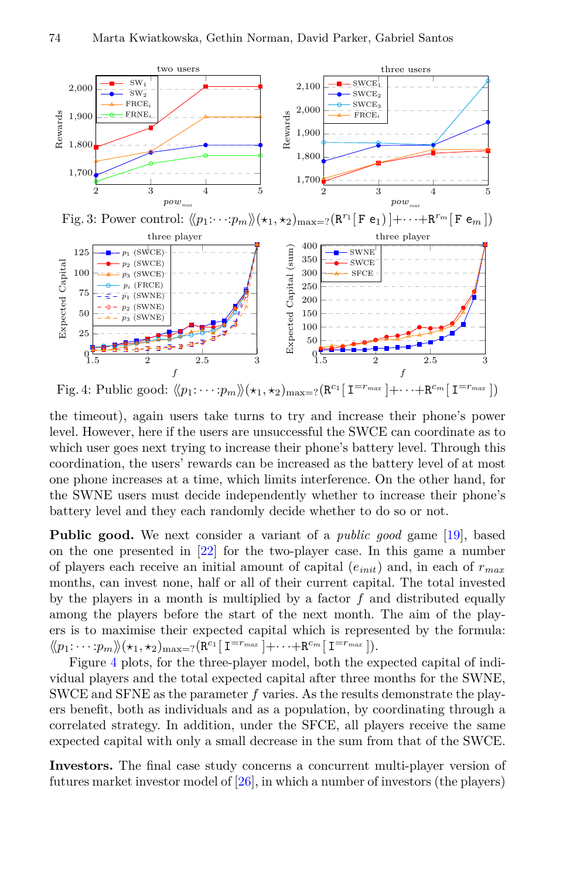Fig. 3: Power control: $\langle\langle p_1{:}\cdots{:}p_m\rangle\rangle(\star_1,\star_2)_{\max=?}(\mathtt{R}^{r_1}[\,\mathtt{F}\ \mathtt{e}_1\,]+\cdots+\mathtt{R}^{r_m}[\,\mathtt{F}\ \mathtt{e}_m\,])$

Fig. 4: Public good: $\langle\langle p_1{:}\cdots{:}p_m\rangle\rangle(\star_1,\star_2)_{\max=?}(\mathtt{R}^{c_1}[\,\mathtt{I}^{=r_{max}}\,]+\cdots+\mathtt{R}^{c_m}[\,\mathtt{I}^{=r_{max}}\,])$

the timeout), again users take turns to try and increase their phone's power level. However, here if the users are unsuccessful the SWCE can coordinate as to which user goes next trying to increase their phone's battery level. Through this coordination, the users' rewards can be increased as the battery level of at most one phone increases at a time, which limits interference. On the other hand, for the SWNE users must decide independently whether to increase their phone's battery level and they each randomly decide whether to do so or not.

**Public good.** We next consider a variant of a *public good* game [19], based on the one presented in [22] for the two-player case. In this game a number of players each receive an initial amount of capital ($e_{init}$) and, in each of $r_{max}$ months, can invest none, half or all of their current capital. The total invested by the players in a month is multiplied by a factor $f$ and distributed equally among the players before the start of the next month. The aim of the players is to maximise their expected capital which is represented by the formula: $\langle\langle p_1{:}\cdots{:}p_m\rangle\rangle(\star_1,\star_2)_{\max=?}(\mathtt{R}^{c_1}[\,\mathtt{I}^{=r_{max}}\,]+\cdots+\mathtt{R}^{c_m}[\,\mathtt{I}^{=r_{max}}\,])$.

Figure 4 plots, for the three-player model, both the expected capital of individual players and the total expected capital after three months for the SWNE, SWCE and SFNE as the parameter $f$ varies. As the results demonstrate the players benefit, both as individuals and as a population, by coordinating through a correlated strategy. In addition, under the SFCE, all players receive the same expected capital with only a small decrease in the sum from that of the SWCE.

**Investors.** The final case study concerns a concurrent multi-player version of futures market investor model of [26], in which a number of investors (the players)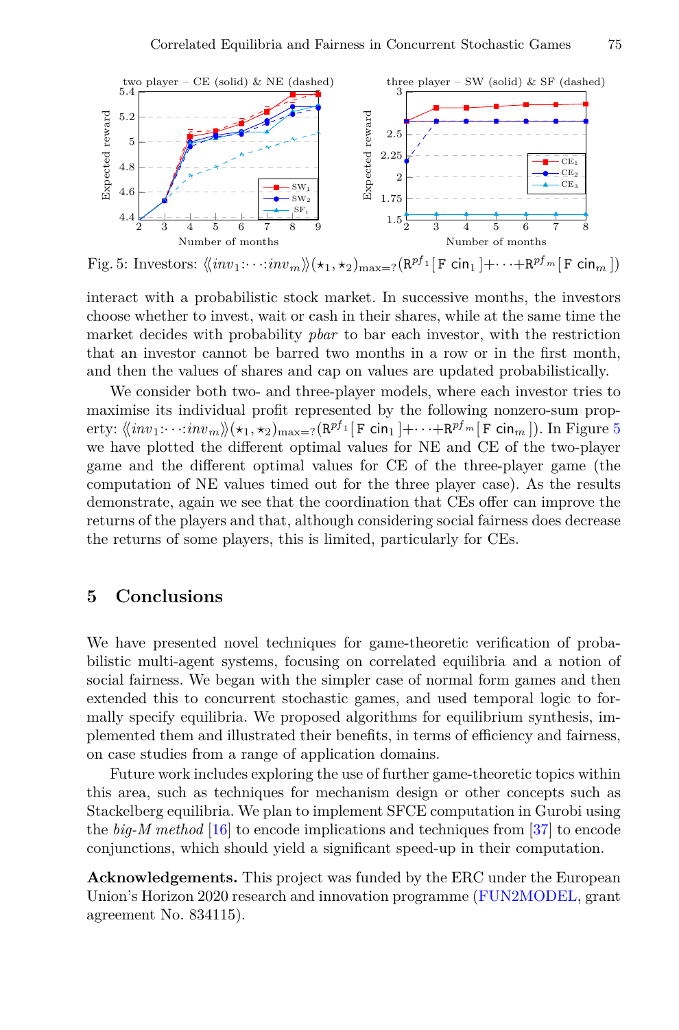Fig. 5: Investors: $\langle\langle inv_1{:}\cdots{:}inv_m\rangle\rangle(\star_1,\star_2)_{\max=?}(\mathtt{R}^{pf_1}[\,\mathtt{F}\ \mathsf{cin}_1\,]+\cdots+\mathtt{R}^{pf_m}[\,\mathtt{F}\ \mathsf{cin}_m\,])$

interact with a probabilistic stock market. In successive months, the investors choose whether to invest, wait or cash in their shares, while at the same time the market decides with probability *pbar* to bar each investor, with the restriction that an investor cannot be barred two months in a row or in the first month, and then the values of shares and cap on values are updated probabilistically.

We consider both two- and three-player models, where each investor tries to maximise its individual profit represented by the following nonzero-sum property: $\langle\langle inv_1{:}\cdots{:}inv_m\rangle\rangle(\star_1,\star_2)_{\max=?}(\mathtt{R}^{pf_1}[\,\mathtt{F}\ \mathsf{cin}_1\,]+\cdots+\mathtt{R}^{pf_m}[\,\mathtt{F}\ \mathsf{cin}_m\,])$. In Figure 5 we have plotted the different optimal values for NE and CE of the two-player game and the different optimal values for CE of the three-player game (the computation of NE values timed out for the three player case). As the results demonstrate, again we see that the coordination that CEs offer can improve the returns of the players and that, although considering social fairness does decrease the returns of some players, this is limited, particularly for CEs.

## 5 Conclusions

We have presented novel techniques for game-theoretic verification of probabilistic multi-agent systems, focusing on correlated equilibria and a notion of social fairness. We began with the simpler case of normal form games and then extended this to concurrent stochastic games, and used temporal logic to formally specify equilibria. We proposed algorithms for equilibrium synthesis, implemented them and illustrated their benefits, in terms of efficiency and fairness, on case studies from a range of application domains.

Future work includes exploring the use of further game-theoretic topics within this area, such as techniques for mechanism design or other concepts such as Stackelberg equilibria. We plan to implement SFCE computation in Gurobi using the *big-M method* [16] to encode implications and techniques from [37] to encode conjunctions, which should yield a significant speed-up in their computation.

**Acknowledgements.** This project was funded by the ERC under the European Union's Horizon 2020 research and innovation programme (FUN2MODEL, grant agreement No. 834115).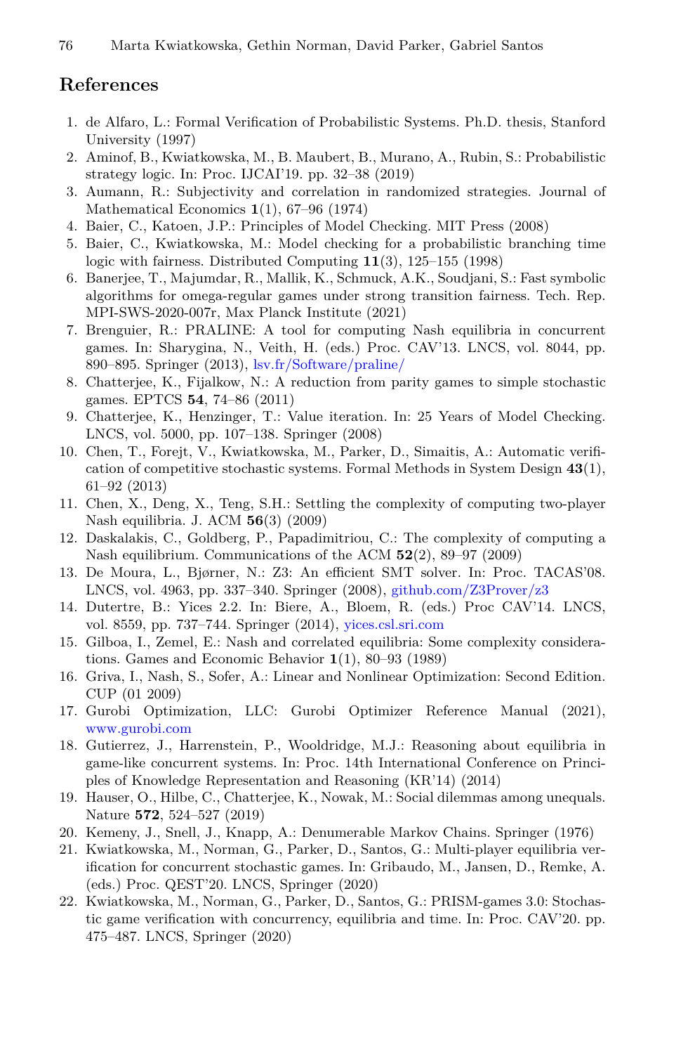## References

1. de Alfaro, L.: Formal Verification of Probabilistic Systems. Ph.D. thesis, Stanford University (1997)
2. Aminof, B., Kwiatkowska, M., B. Maubert, B., Murano, A., Rubin, S.: Probabilistic strategy logic. In: Proc. IJCAI'19. pp. 32–38 (2019)
3. Aumann, R.: Subjectivity and correlation in randomized strategies. Journal of Mathematical Economics **1**(1), 67–96 (1974)
4. Baier, C., Katoen, J.P.: Principles of Model Checking. MIT Press (2008)
5. Baier, C., Kwiatkowska, M.: Model checking for a probabilistic branching time logic with fairness. Distributed Computing **11**(3), 125–155 (1998)
6. Banerjee, T., Majumdar, R., Mallik, K., Schmuck, A.K., Soudjani, S.: Fast symbolic algorithms for omega-regular games under strong transition fairness. Tech. Rep. MPI-SWS-2020-007r, Max Planck Institute (2021)
7. Brenguier, R.: PRALINE: A tool for computing Nash equilibria in concurrent games. In: Sharygina, N., Veith, H. (eds.) Proc. CAV'13. LNCS, vol. 8044, pp. 890–895. Springer (2013), lsv.fr/Software/praline/
8. Chatterjee, K., Fijalkow, N.: A reduction from parity games to simple stochastic games. EPTCS **54**, 74–86 (2011)
9. Chatterjee, K., Henzinger, T.: Value iteration. In: 25 Years of Model Checking. LNCS, vol. 5000, pp. 107–138. Springer (2008)
10. Chen, T., Forejt, V., Kwiatkowska, M., Parker, D., Simaitis, A.: Automatic verification of competitive stochastic systems. Formal Methods in System Design **43**(1), 61–92 (2013)
11. Chen, X., Deng, X., Teng, S.H.: Settling the complexity of computing two-player Nash equilibria. J. ACM **56**(3) (2009)
12. Daskalakis, C., Goldberg, P., Papadimitriou, C.: The complexity of computing a Nash equilibrium. Communications of the ACM **52**(2), 89–97 (2009)
13. De Moura, L., Bjørner, N.: Z3: An efficient SMT solver. In: Proc. TACAS'08. LNCS, vol. 4963, pp. 337–340. Springer (2008), github.com/Z3Prover/z3
14. Dutertre, B.: Yices 2.2. In: Biere, A., Bloem, R. (eds.) Proc CAV'14. LNCS, vol. 8559, pp. 737–744. Springer (2014), yices.csl.sri.com
15. Gilboa, I., Zemel, E.: Nash and correlated equilibria: Some complexity considerations. Games and Economic Behavior **1**(1), 80–93 (1989)
16. Griva, I., Nash, S., Sofer, A.: Linear and Nonlinear Optimization: Second Edition. CUP (01 2009)
17. Gurobi Optimization, LLC: Gurobi Optimizer Reference Manual (2021), www.gurobi.com
18. Gutierrez, J., Harrenstein, P., Wooldridge, M.J.: Reasoning about equilibria in game-like concurrent systems. In: Proc. 14th International Conference on Principles of Knowledge Representation and Reasoning (KR'14) (2014)
19. Hauser, O., Hilbe, C., Chatterjee, K., Nowak, M.: Social dilemmas among unequals. Nature **572**, 524–527 (2019)
20. Kemeny, J., Snell, J., Knapp, A.: Denumerable Markov Chains. Springer (1976)
21. Kwiatkowska, M., Norman, G., Parker, D., Santos, G.: Multi-player equilibria verification for concurrent stochastic games. In: Gribaudo, M., Jansen, D., Remke, A. (eds.) Proc. QEST'20. LNCS, Springer (2020)
22. Kwiatkowska, M., Norman, G., Parker, D., Santos, G.: PRISM-games 3.0: Stochastic game verification with concurrency, equilibria and time. In: Proc. CAV'20. pp. 475–487. LNCS, Springer (2020)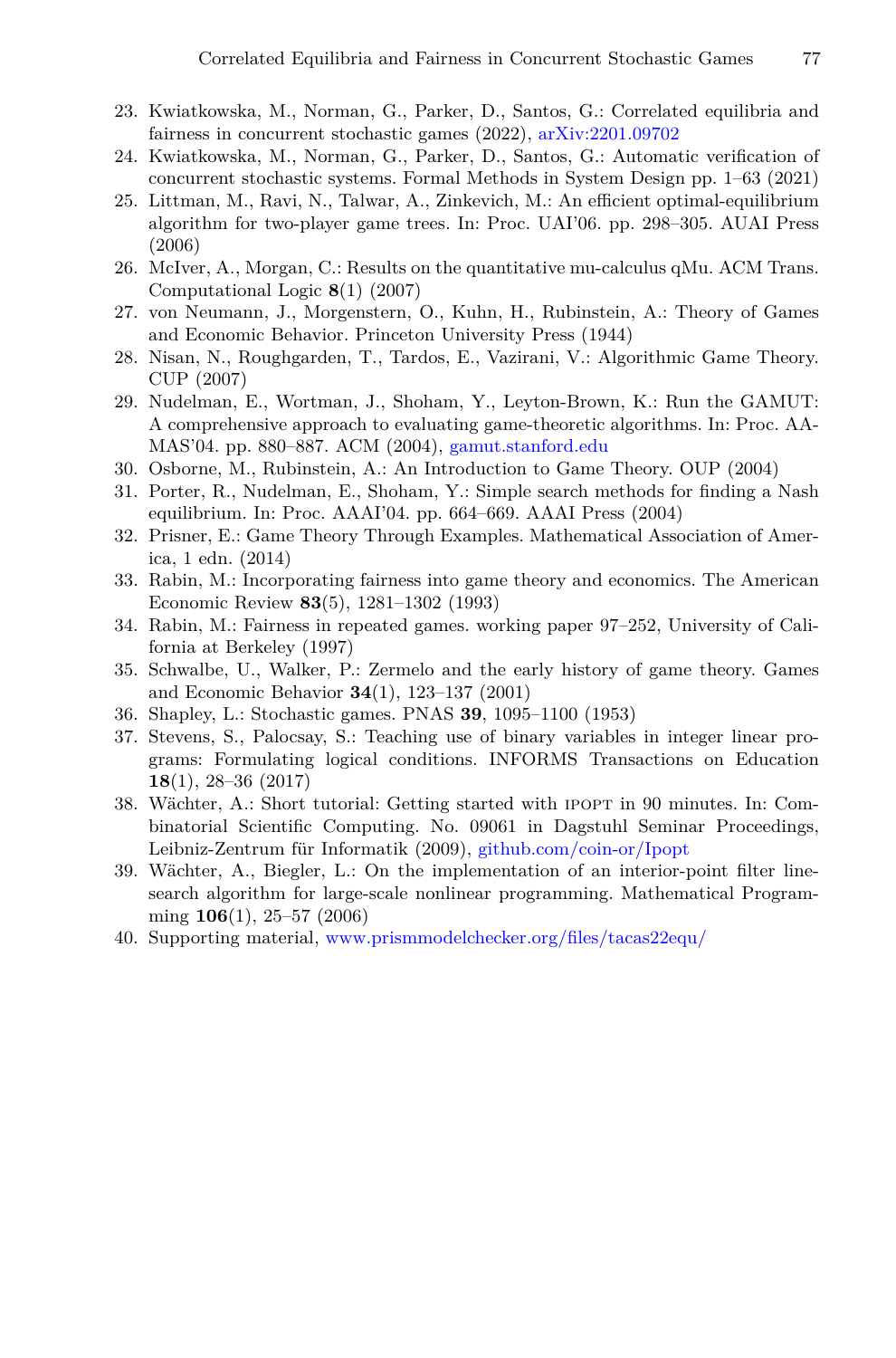23. Kwiatkowska, M., Norman, G., Parker, D., Santos, G.: Correlated equilibria and fairness in concurrent stochastic games (2022), arXiv:2201.09702
24. Kwiatkowska, M., Norman, G., Parker, D., Santos, G.: Automatic verification of concurrent stochastic systems. Formal Methods in System Design pp. 1–63 (2021)
25. Littman, M., Ravi, N., Talwar, A., Zinkevich, M.: An efficient optimal-equilibrium algorithm for two-player game trees. In: Proc. UAI'06. pp. 298–305. AUAI Press (2006)
26. McIver, A., Morgan, C.: Results on the quantitative mu-calculus qMu. ACM Trans. Computational Logic **8**(1) (2007)
27. von Neumann, J., Morgenstern, O., Kuhn, H., Rubinstein, A.: Theory of Games and Economic Behavior. Princeton University Press (1944)
28. Nisan, N., Roughgarden, T., Tardos, E., Vazirani, V.: Algorithmic Game Theory. CUP (2007)
29. Nudelman, E., Wortman, J., Shoham, Y., Leyton-Brown, K.: Run the GAMUT: A comprehensive approach to evaluating game-theoretic algorithms. In: Proc. AAMAS'04. pp. 880–887. ACM (2004), gamut.stanford.edu
30. Osborne, M., Rubinstein, A.: An Introduction to Game Theory. OUP (2004)
31. Porter, R., Nudelman, E., Shoham, Y.: Simple search methods for finding a Nash equilibrium. In: Proc. AAAI'04. pp. 664–669. AAAI Press (2004)
32. Prisner, E.: Game Theory Through Examples. Mathematical Association of America, 1 edn. (2014)
33. Rabin, M.: Incorporating fairness into game theory and economics. The American Economic Review **83**(5), 1281–1302 (1993)
34. Rabin, M.: Fairness in repeated games. working paper 97–252, University of California at Berkeley (1997)
35. Schwalbe, U., Walker, P.: Zermelo and the early history of game theory. Games and Economic Behavior **34**(1), 123–137 (2001)
36. Shapley, L.: Stochastic games. PNAS **39**, 1095–1100 (1953)
37. Stevens, S., Palocsay, S.: Teaching use of binary variables in integer linear programs: Formulating logical conditions. INFORMS Transactions on Education **18**(1), 28–36 (2017)
38. Wächter, A.: Short tutorial: Getting started with IPOPT in 90 minutes. In: Combinatorial Scientific Computing. No. 09061 in Dagstuhl Seminar Proceedings, Leibniz-Zentrum für Informatik (2009), github.com/coin-or/Ipopt
39. Wächter, A., Biegler, L.: On the implementation of an interior-point filter line-search algorithm for large-scale nonlinear programming. Mathematical Programming **106**(1), 25–57 (2006)
40. Supporting material, www.prismmodelchecker.org/files/tacas22equ/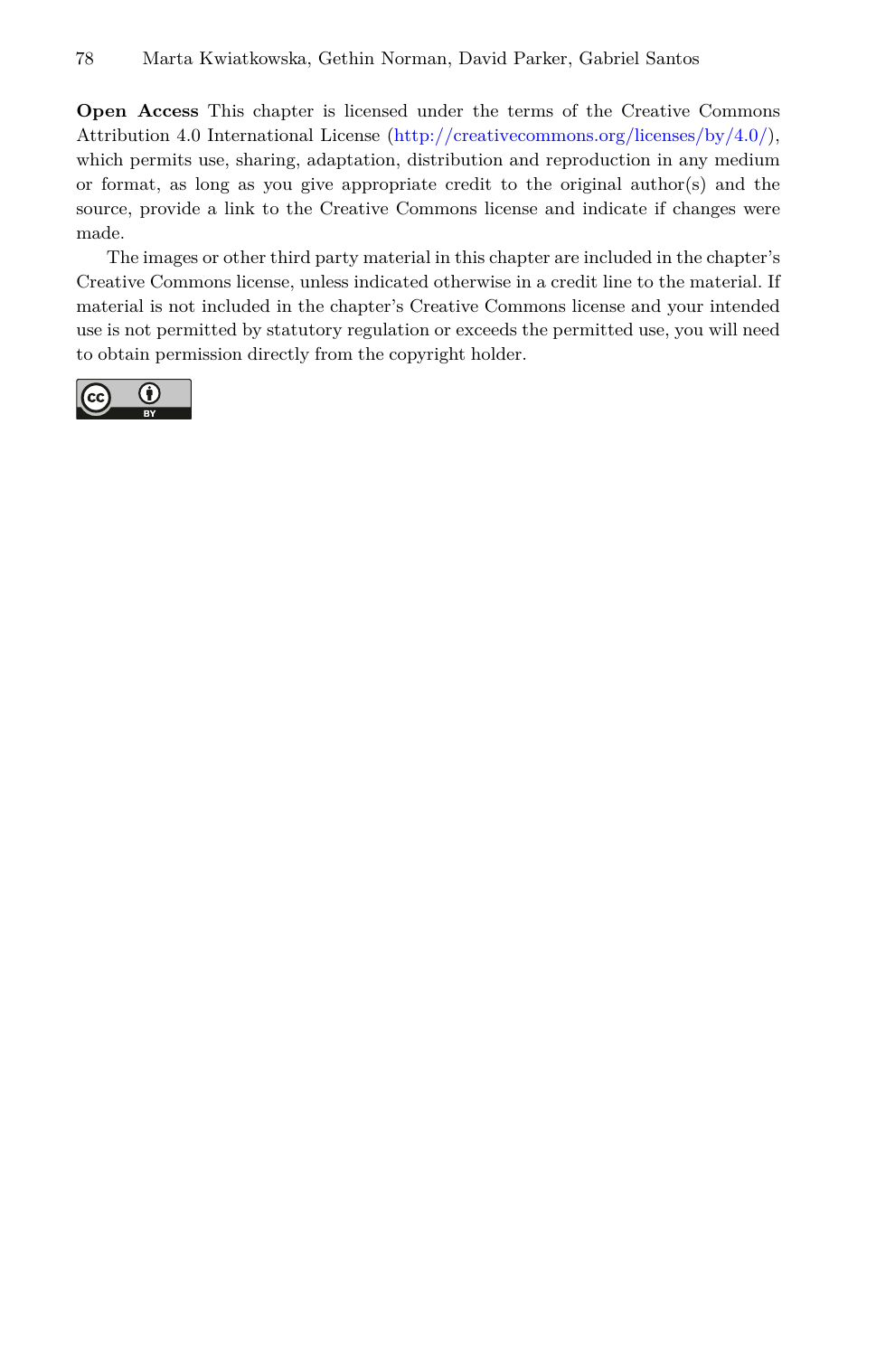**Open Access** This chapter is licensed under the terms of the Creative Commons Attribution 4.0 International License (http://creativecommons.org/licenses/by/4.0/), which permits use, sharing, adaptation, distribution and reproduction in any medium or format, as long as you give appropriate credit to the original author(s) and the source, provide a link to the Creative Commons license and indicate if changes were made.

The images or other third party material in this chapter are included in the chapter's Creative Commons license, unless indicated otherwise in a credit line to the material. If material is not included in the chapter's Creative Commons license and your intended use is not permitted by statutory regulation or exceeds the permitted use, you will need to obtain permission directly from the copyright holder.